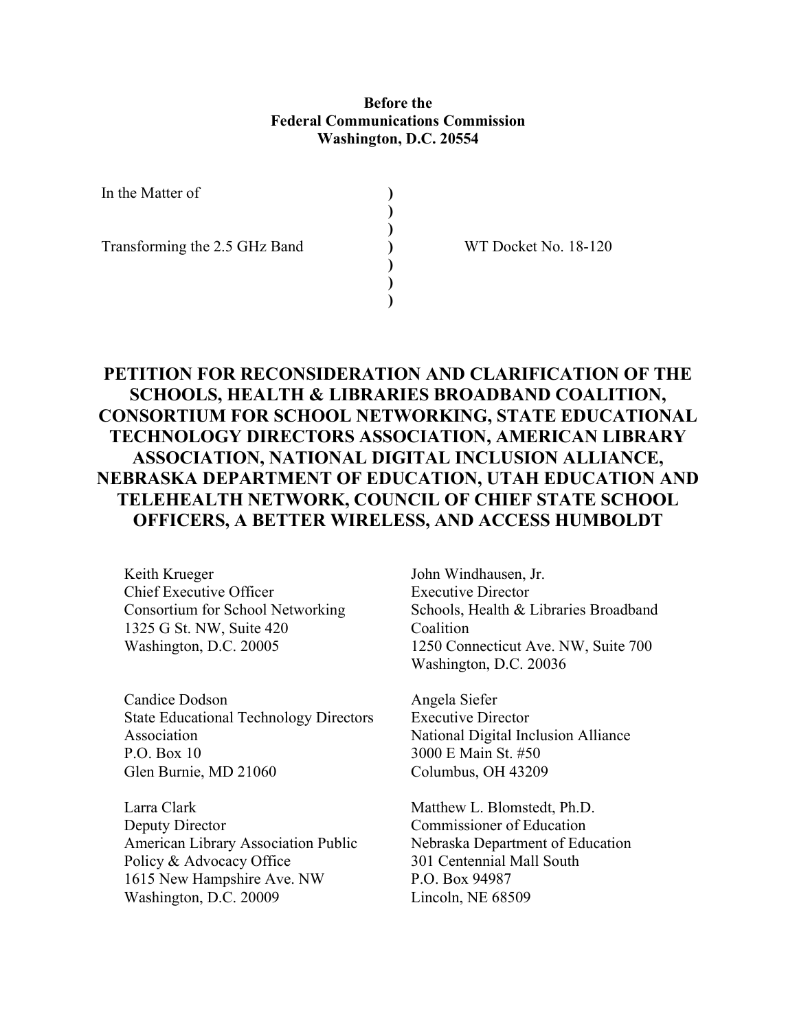**Before the**
**Federal Communications Commission**
**Washington, D.C. 20554**

| | | |
|---|---|---|
| In the Matter of | ) | |
| | ) | |
| | ) | |
| Transforming the 2.5 GHz Band | ) | WT Docket No. 18-120 |
| | ) | |
| | ) | |
| | ) | |

# PETITION FOR RECONSIDERATION AND CLARIFICATION OF THE SCHOOLS, HEALTH & LIBRARIES BROADBAND COALITION, CONSORTIUM FOR SCHOOL NETWORKING, STATE EDUCATIONAL TECHNOLOGY DIRECTORS ASSOCIATION, AMERICAN LIBRARY ASSOCIATION, NATIONAL DIGITAL INCLUSION ALLIANCE, NEBRASKA DEPARTMENT OF EDUCATION, UTAH EDUCATION AND TELEHEALTH NETWORK, COUNCIL OF CHIEF STATE SCHOOL OFFICERS, A BETTER WIRELESS, AND ACCESS HUMBOLDT

Keith Krueger
Chief Executive Officer
Consortium for School Networking
1325 G St. NW, Suite 420
Washington, D.C. 20005

John Windhausen, Jr.
Executive Director
Schools, Health & Libraries Broadband Coalition
1250 Connecticut Ave. NW, Suite 700
Washington, D.C. 20036

Candice Dodson
State Educational Technology Directors Association
P.O. Box 10
Glen Burnie, MD 21060

Angela Siefer
Executive Director
National Digital Inclusion Alliance
3000 E Main St. #50
Columbus, OH 43209

Larra Clark
Deputy Director
American Library Association Public Policy & Advocacy Office
1615 New Hampshire Ave. NW
Washington, D.C. 20009

Matthew L. Blomstedt, Ph.D.
Commissioner of Education
Nebraska Department of Education
301 Centennial Mall South
P.O. Box 94987
Lincoln, NE 68509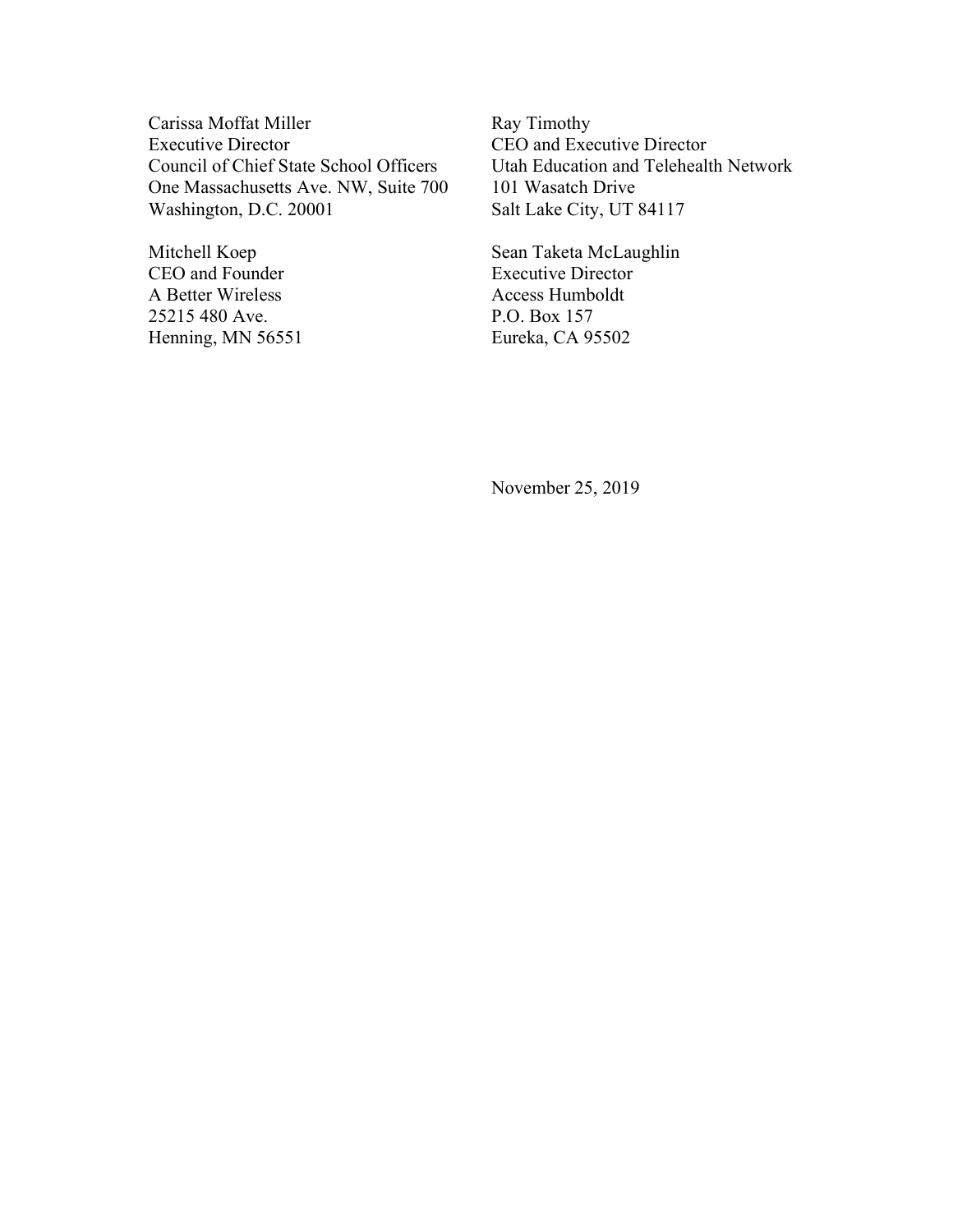Carissa Moffat Miller
Executive Director
Council of Chief State School Officers
One Massachusetts Ave. NW, Suite 700
Washington, D.C. 20001

Ray Timothy
CEO and Executive Director
Utah Education and Telehealth Network
101 Wasatch Drive
Salt Lake City, UT 84117

Mitchell Koep
CEO and Founder
A Better Wireless
25215 480 Ave.
Henning, MN 56551

Sean Taketa McLaughlin
Executive Director
Access Humboldt
P.O. Box 157
Eureka, CA 95502

November 25, 2019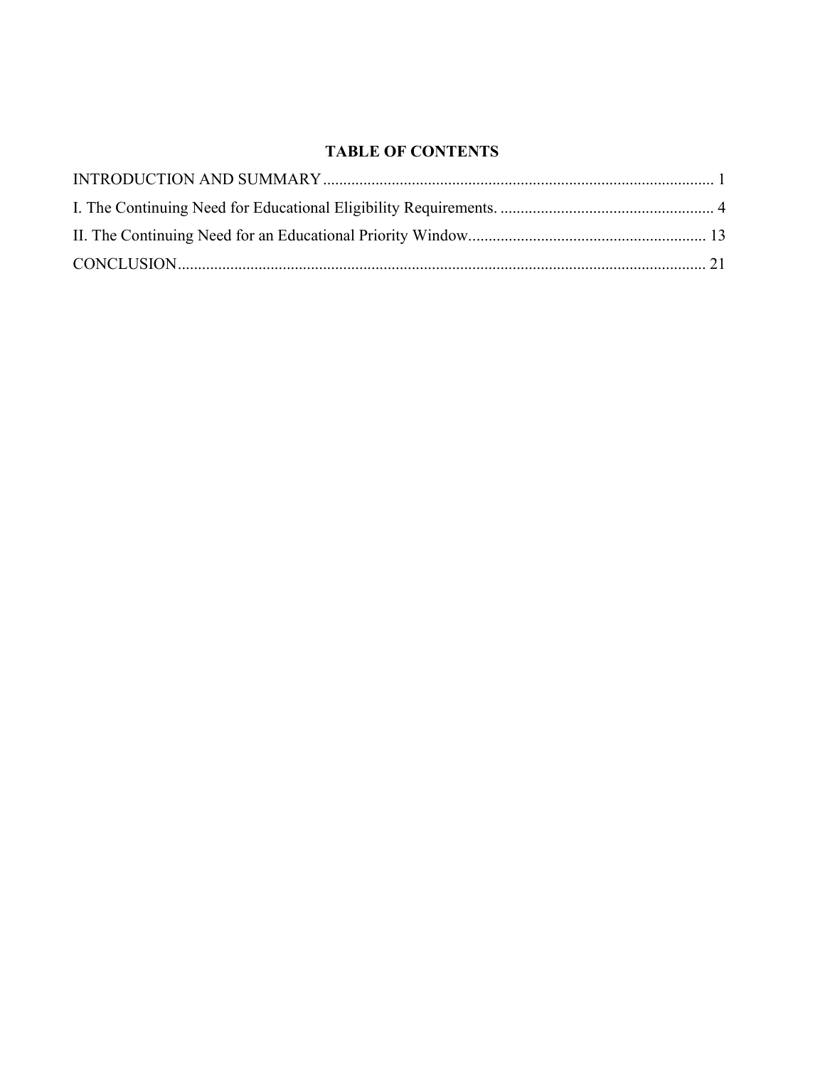# TABLE OF CONTENTS

INTRODUCTION AND SUMMARY ........................................................................................................ 1

I. The Continuing Need for Educational Eligibility Requirements. ..................................................... 4

II. The Continuing Need for an Educational Priority Window........................................................... 13

CONCLUSION.................................................................................................................................. 21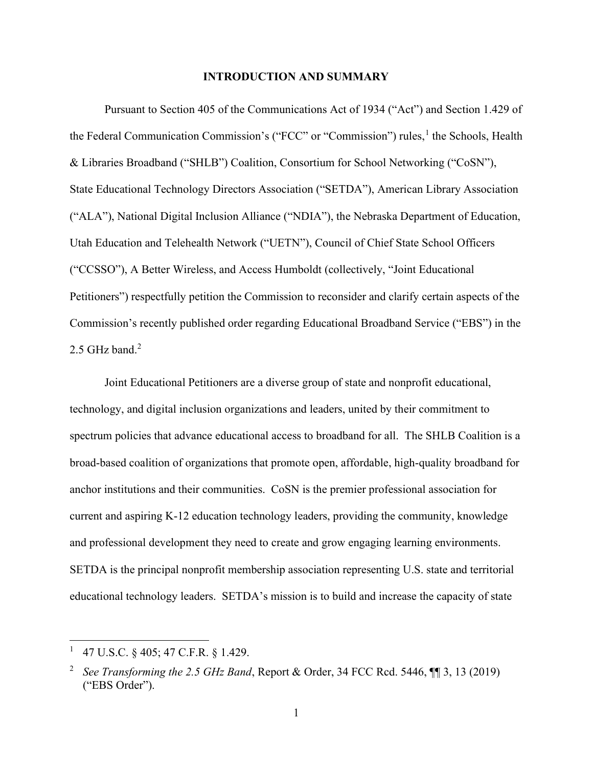## INTRODUCTION AND SUMMARY

Pursuant to Section 405 of the Communications Act of 1934 ("Act") and Section 1.429 of the Federal Communication Commission's ("FCC" or "Commission") rules,[1] the Schools, Health & Libraries Broadband ("SHLB") Coalition, Consortium for School Networking ("CoSN"), State Educational Technology Directors Association ("SETDA"), American Library Association ("ALA"), National Digital Inclusion Alliance ("NDIA"), the Nebraska Department of Education, Utah Education and Telehealth Network ("UETN"), Council of Chief State School Officers ("CCSSO"), A Better Wireless, and Access Humboldt (collectively, "Joint Educational Petitioners") respectfully petition the Commission to reconsider and clarify certain aspects of the Commission's recently published order regarding Educational Broadband Service ("EBS") in the 2.5 GHz band.[2]

Joint Educational Petitioners are a diverse group of state and nonprofit educational, technology, and digital inclusion organizations and leaders, united by their commitment to spectrum policies that advance educational access to broadband for all. The SHLB Coalition is a broad-based coalition of organizations that promote open, affordable, high-quality broadband for anchor institutions and their communities. CoSN is the premier professional association for current and aspiring K-12 education technology leaders, providing the community, knowledge and professional development they need to create and grow engaging learning environments. SETDA is the principal nonprofit membership association representing U.S. state and territorial educational technology leaders. SETDA's mission is to build and increase the capacity of state

---

[1] 47 U.S.C. § 405; 47 C.F.R. § 1.429.

[2] *See Transforming the 2.5 GHz Band*, Report & Order, 34 FCC Rcd. 5446, ¶¶ 3, 13 (2019) ("EBS Order").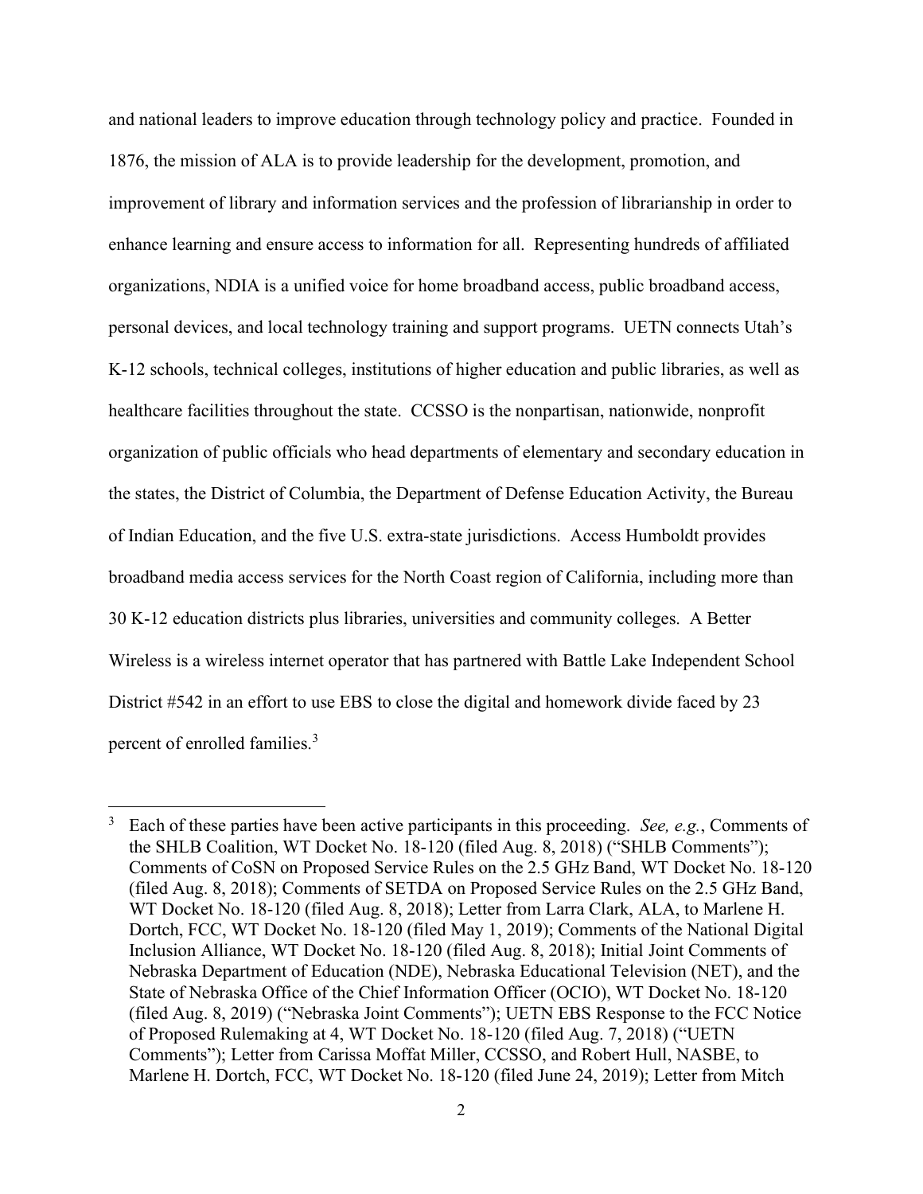and national leaders to improve education through technology policy and practice. Founded in 1876, the mission of ALA is to provide leadership for the development, promotion, and improvement of library and information services and the profession of librarianship in order to enhance learning and ensure access to information for all. Representing hundreds of affiliated organizations, NDIA is a unified voice for home broadband access, public broadband access, personal devices, and local technology training and support programs. UETN connects Utah's K-12 schools, technical colleges, institutions of higher education and public libraries, as well as healthcare facilities throughout the state. CCSSO is the nonpartisan, nationwide, nonprofit organization of public officials who head departments of elementary and secondary education in the states, the District of Columbia, the Department of Defense Education Activity, the Bureau of Indian Education, and the five U.S. extra-state jurisdictions. Access Humboldt provides broadband media access services for the North Coast region of California, including more than 30 K-12 education districts plus libraries, universities and community colleges. A Better Wireless is a wireless internet operator that has partnered with Battle Lake Independent School District #542 in an effort to use EBS to close the digital and homework divide faced by 23 percent of enrolled families.[3]

---

[3] Each of these parties have been active participants in this proceeding. *See, e.g.*, Comments of the SHLB Coalition, WT Docket No. 18-120 (filed Aug. 8, 2018) ("SHLB Comments"); Comments of CoSN on Proposed Service Rules on the 2.5 GHz Band, WT Docket No. 18-120 (filed Aug. 8, 2018); Comments of SETDA on Proposed Service Rules on the 2.5 GHz Band, WT Docket No. 18-120 (filed Aug. 8, 2018); Letter from Larra Clark, ALA, to Marlene H. Dortch, FCC, WT Docket No. 18-120 (filed May 1, 2019); Comments of the National Digital Inclusion Alliance, WT Docket No. 18-120 (filed Aug. 8, 2018); Initial Joint Comments of Nebraska Department of Education (NDE), Nebraska Educational Television (NET), and the State of Nebraska Office of the Chief Information Officer (OCIO), WT Docket No. 18-120 (filed Aug. 8, 2019) ("Nebraska Joint Comments"); UETN EBS Response to the FCC Notice of Proposed Rulemaking at 4, WT Docket No. 18-120 (filed Aug. 7, 2018) ("UETN Comments"); Letter from Carissa Moffat Miller, CCSSO, and Robert Hull, NASBE, to Marlene H. Dortch, FCC, WT Docket No. 18-120 (filed June 24, 2019); Letter from Mitch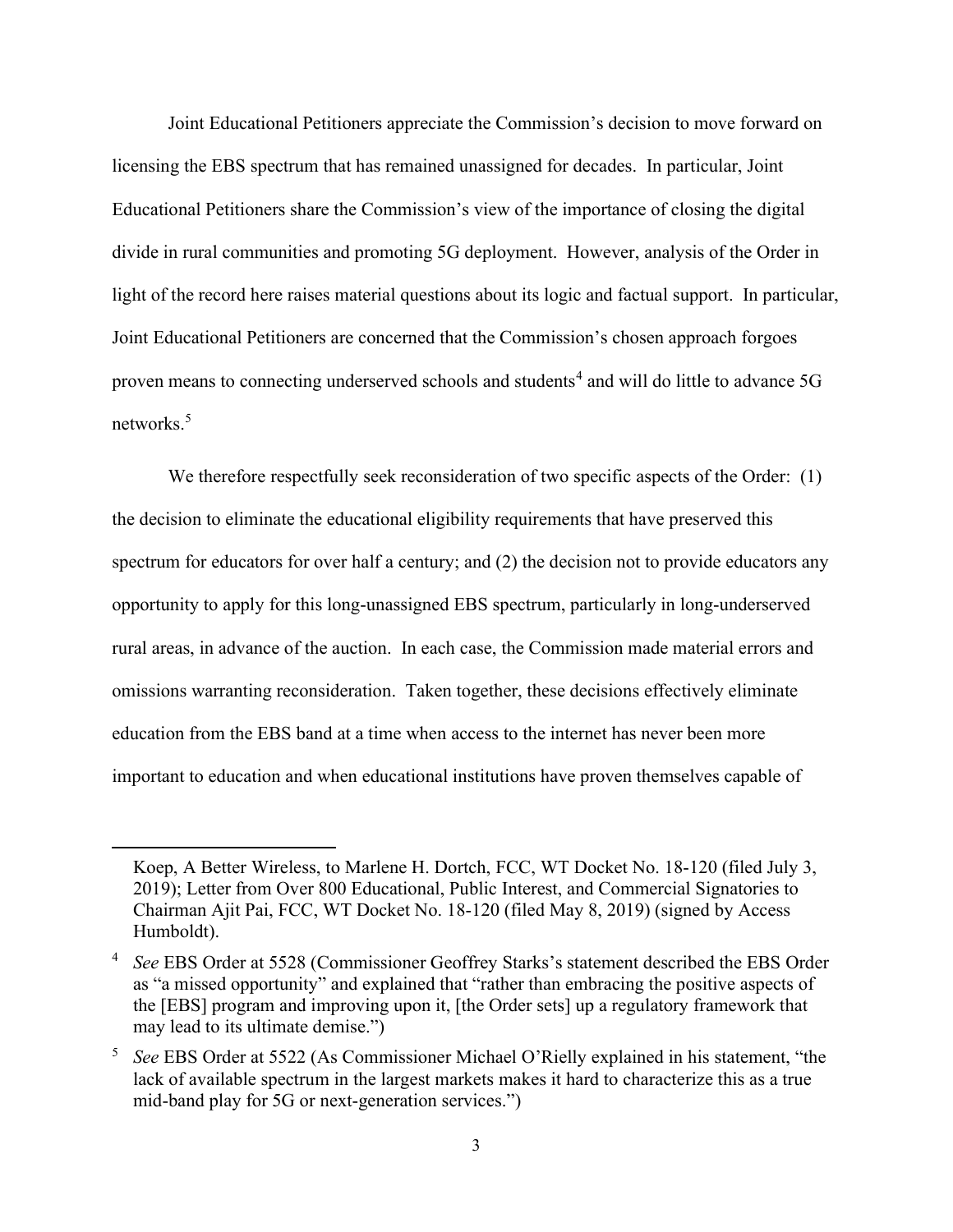Joint Educational Petitioners appreciate the Commission's decision to move forward on licensing the EBS spectrum that has remained unassigned for decades. In particular, Joint Educational Petitioners share the Commission's view of the importance of closing the digital divide in rural communities and promoting 5G deployment. However, analysis of the Order in light of the record here raises material questions about its logic and factual support. In particular, Joint Educational Petitioners are concerned that the Commission's chosen approach forgoes proven means to connecting underserved schools and students[4] and will do little to advance 5G networks.[5]

We therefore respectfully seek reconsideration of two specific aspects of the Order: (1) the decision to eliminate the educational eligibility requirements that have preserved this spectrum for educators for over half a century; and (2) the decision not to provide educators any opportunity to apply for this long-unassigned EBS spectrum, particularly in long-underserved rural areas, in advance of the auction. In each case, the Commission made material errors and omissions warranting reconsideration. Taken together, these decisions effectively eliminate education from the EBS band at a time when access to the internet has never been more important to education and when educational institutions have proven themselves capable of

---

Koep, A Better Wireless, to Marlene H. Dortch, FCC, WT Docket No. 18-120 (filed July 3, 2019); Letter from Over 800 Educational, Public Interest, and Commercial Signatories to Chairman Ajit Pai, FCC, WT Docket No. 18-120 (filed May 8, 2019) (signed by Access Humboldt).

[4] *See* EBS Order at 5528 (Commissioner Geoffrey Starks's statement described the EBS Order as "a missed opportunity" and explained that "rather than embracing the positive aspects of the [EBS] program and improving upon it, [the Order sets] up a regulatory framework that may lead to its ultimate demise.")

[5] *See* EBS Order at 5522 (As Commissioner Michael O'Rielly explained in his statement, "the lack of available spectrum in the largest markets makes it hard to characterize this as a true mid-band play for 5G or next-generation services.")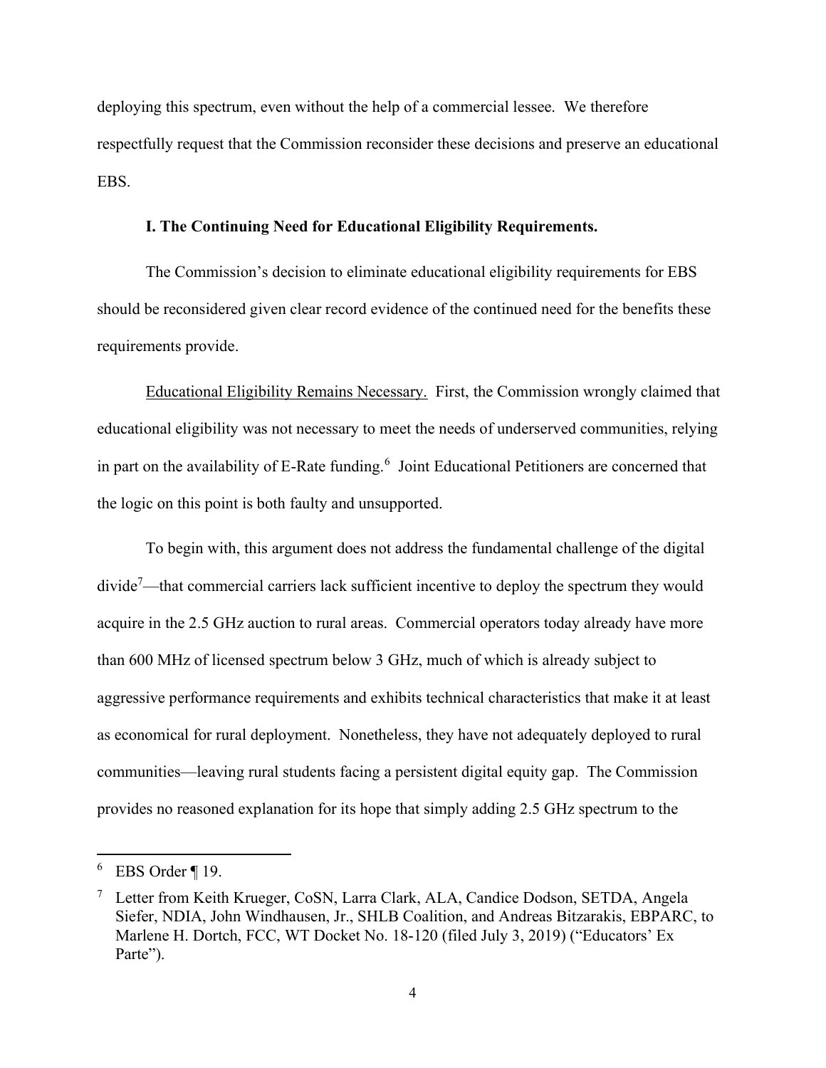deploying this spectrum, even without the help of a commercial lessee. We therefore respectfully request that the Commission reconsider these decisions and preserve an educational EBS.

### I. The Continuing Need for Educational Eligibility Requirements.

The Commission's decision to eliminate educational eligibility requirements for EBS should be reconsidered given clear record evidence of the continued need for the benefits these requirements provide.

Educational Eligibility Remains Necessary. First, the Commission wrongly claimed that educational eligibility was not necessary to meet the needs of underserved communities, relying in part on the availability of E-Rate funding.[6] Joint Educational Petitioners are concerned that the logic on this point is both faulty and unsupported.

To begin with, this argument does not address the fundamental challenge of the digital divide[7]—that commercial carriers lack sufficient incentive to deploy the spectrum they would acquire in the 2.5 GHz auction to rural areas. Commercial operators today already have more than 600 MHz of licensed spectrum below 3 GHz, much of which is already subject to aggressive performance requirements and exhibits technical characteristics that make it at least as economical for rural deployment. Nonetheless, they have not adequately deployed to rural communities—leaving rural students facing a persistent digital equity gap. The Commission provides no reasoned explanation for its hope that simply adding 2.5 GHz spectrum to the

---

[6] EBS Order ¶ 19.

[7] Letter from Keith Krueger, CoSN, Larra Clark, ALA, Candice Dodson, SETDA, Angela Siefer, NDIA, John Windhausen, Jr., SHLB Coalition, and Andreas Bitzarakis, EBPARC, to Marlene H. Dortch, FCC, WT Docket No. 18-120 (filed July 3, 2019) ("Educators' Ex Parte").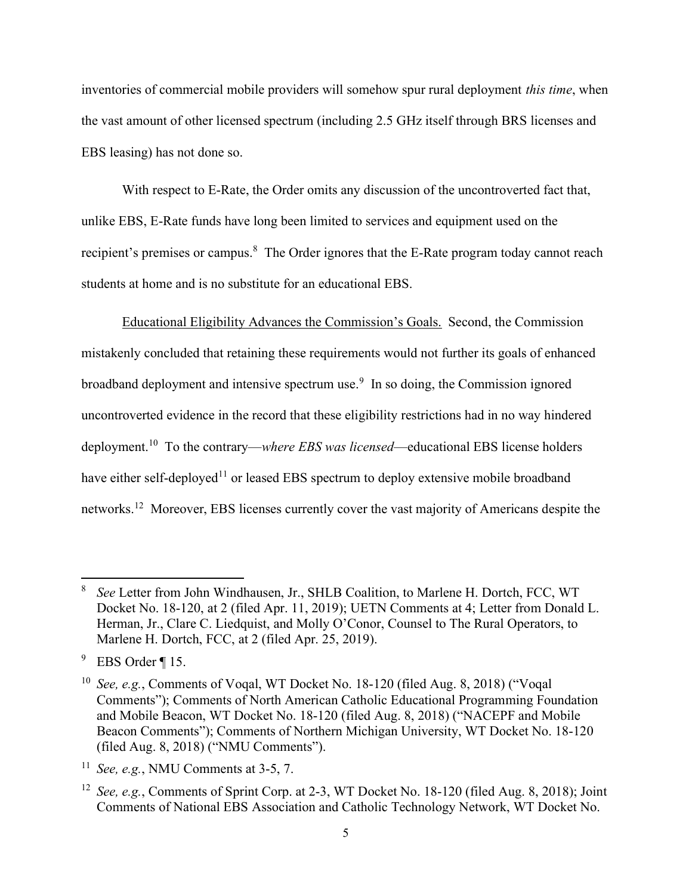inventories of commercial mobile providers will somehow spur rural deployment *this time*, when the vast amount of other licensed spectrum (including 2.5 GHz itself through BRS licenses and EBS leasing) has not done so.

With respect to E-Rate, the Order omits any discussion of the uncontroverted fact that, unlike EBS, E-Rate funds have long been limited to services and equipment used on the recipient's premises or campus.[8] The Order ignores that the E-Rate program today cannot reach students at home and is no substitute for an educational EBS.

Educational Eligibility Advances the Commission's Goals. Second, the Commission mistakenly concluded that retaining these requirements would not further its goals of enhanced broadband deployment and intensive spectrum use.[9] In so doing, the Commission ignored uncontroverted evidence in the record that these eligibility restrictions had in no way hindered deployment.[10] To the contrary—*where EBS was licensed*—educational EBS license holders have either self-deployed[11] or leased EBS spectrum to deploy extensive mobile broadband networks.[12] Moreover, EBS licenses currently cover the vast majority of Americans despite the

---

[8] *See* Letter from John Windhausen, Jr., SHLB Coalition, to Marlene H. Dortch, FCC, WT Docket No. 18-120, at 2 (filed Apr. 11, 2019); UETN Comments at 4; Letter from Donald L. Herman, Jr., Clare C. Liedquist, and Molly O'Conor, Counsel to The Rural Operators, to Marlene H. Dortch, FCC, at 2 (filed Apr. 25, 2019).

[9] EBS Order ¶ 15.

[10] *See, e.g.*, Comments of Voqal, WT Docket No. 18-120 (filed Aug. 8, 2018) ("Voqal Comments"); Comments of North American Catholic Educational Programming Foundation and Mobile Beacon, WT Docket No. 18-120 (filed Aug. 8, 2018) ("NACEPF and Mobile Beacon Comments"); Comments of Northern Michigan University, WT Docket No. 18-120 (filed Aug. 8, 2018) ("NMU Comments").

[11] *See, e.g.*, NMU Comments at 3-5, 7.

[12] *See, e.g.*, Comments of Sprint Corp. at 2-3, WT Docket No. 18-120 (filed Aug. 8, 2018); Joint Comments of National EBS Association and Catholic Technology Network, WT Docket No.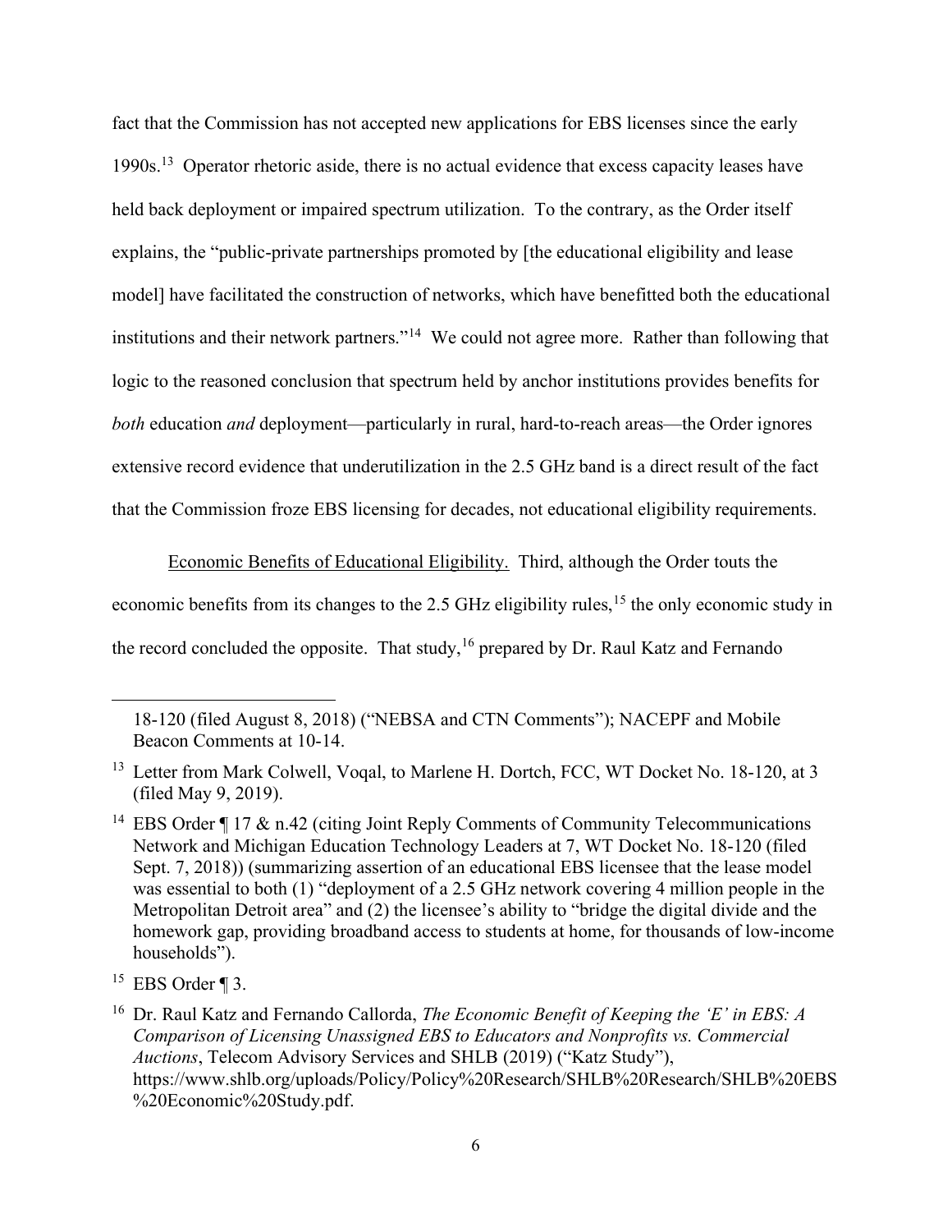fact that the Commission has not accepted new applications for EBS licenses since the early 1990s.[13] Operator rhetoric aside, there is no actual evidence that excess capacity leases have held back deployment or impaired spectrum utilization. To the contrary, as the Order itself explains, the "public-private partnerships promoted by [the educational eligibility and lease model] have facilitated the construction of networks, which have benefitted both the educational institutions and their network partners."[14] We could not agree more. Rather than following that logic to the reasoned conclusion that spectrum held by anchor institutions provides benefits for *both* education *and* deployment—particularly in rural, hard-to-reach areas—the Order ignores extensive record evidence that underutilization in the 2.5 GHz band is a direct result of the fact that the Commission froze EBS licensing for decades, not educational eligibility requirements.

<u>Economic Benefits of Educational Eligibility.</u> Third, although the Order touts the economic benefits from its changes to the 2.5 GHz eligibility rules,[15] the only economic study in the record concluded the opposite. That study,[16] prepared by Dr. Raul Katz and Fernando

---

18-120 (filed August 8, 2018) ("NEBSA and CTN Comments"); NACEPF and Mobile Beacon Comments at 10-14.

[13] Letter from Mark Colwell, Voqal, to Marlene H. Dortch, FCC, WT Docket No. 18-120, at 3 (filed May 9, 2019).

[14] EBS Order ¶ 17 & n.42 (citing Joint Reply Comments of Community Telecommunications Network and Michigan Education Technology Leaders at 7, WT Docket No. 18-120 (filed Sept. 7, 2018)) (summarizing assertion of an educational EBS licensee that the lease model was essential to both (1) "deployment of a 2.5 GHz network covering 4 million people in the Metropolitan Detroit area" and (2) the licensee's ability to "bridge the digital divide and the homework gap, providing broadband access to students at home, for thousands of low-income households").

[15] EBS Order ¶ 3.

[16] Dr. Raul Katz and Fernando Callorda, *The Economic Benefit of Keeping the 'E' in EBS: A Comparison of Licensing Unassigned EBS to Educators and Nonprofits vs. Commercial Auctions*, Telecom Advisory Services and SHLB (2019) ("Katz Study"), https://www.shlb.org/uploads/Policy/Policy%20Research/SHLB%20Research/SHLB%20EBS%20Economic%20Study.pdf.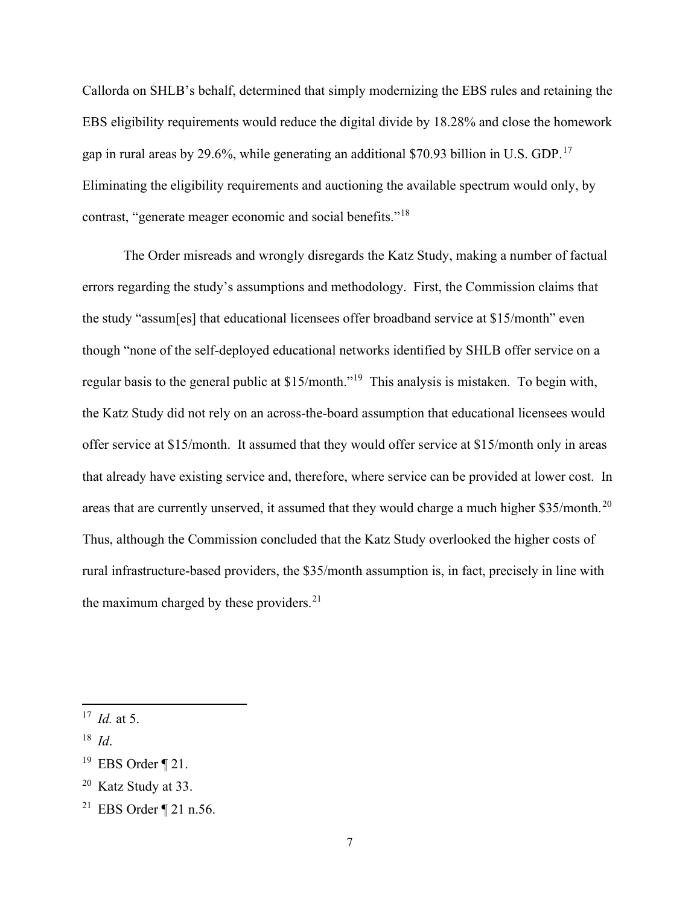Callorda on SHLB's behalf, determined that simply modernizing the EBS rules and retaining the EBS eligibility requirements would reduce the digital divide by 18.28% and close the homework gap in rural areas by 29.6%, while generating an additional $70.93 billion in U.S. GDP.[17] Eliminating the eligibility requirements and auctioning the available spectrum would only, by contrast, "generate meager economic and social benefits."[18]

The Order misreads and wrongly disregards the Katz Study, making a number of factual errors regarding the study's assumptions and methodology. First, the Commission claims that the study "assum[es] that educational licensees offer broadband service at $15/month" even though "none of the self-deployed educational networks identified by SHLB offer service on a regular basis to the general public at $15/month."[19] This analysis is mistaken. To begin with, the Katz Study did not rely on an across-the-board assumption that educational licensees would offer service at $15/month. It assumed that they would offer service at $15/month only in areas that already have existing service and, therefore, where service can be provided at lower cost. In areas that are currently unserved, it assumed that they would charge a much higher $35/month.[20] Thus, although the Commission concluded that the Katz Study overlooked the higher costs of rural infrastructure-based providers, the $35/month assumption is, in fact, precisely in line with the maximum charged by these providers.[21]

---

[17] *Id.* at 5.

[18] *Id*.

[19] EBS Order ¶ 21.

[20] Katz Study at 33.

[21] EBS Order ¶ 21 n.56.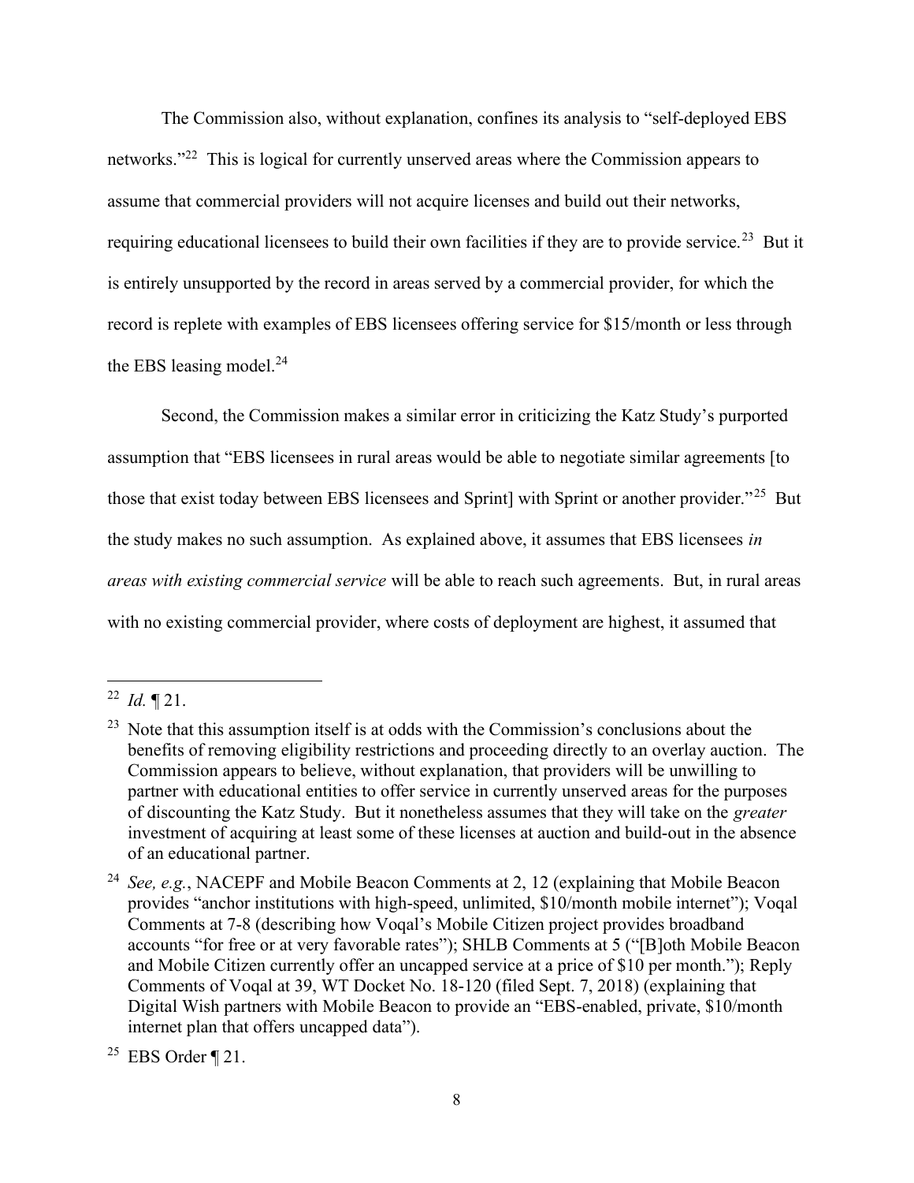The Commission also, without explanation, confines its analysis to "self-deployed EBS networks."[22] This is logical for currently unserved areas where the Commission appears to assume that commercial providers will not acquire licenses and build out their networks, requiring educational licensees to build their own facilities if they are to provide service.[23] But it is entirely unsupported by the record in areas served by a commercial provider, for which the record is replete with examples of EBS licensees offering service for $15/month or less through the EBS leasing model.[24]

Second, the Commission makes a similar error in criticizing the Katz Study's purported assumption that "EBS licensees in rural areas would be able to negotiate similar agreements [to those that exist today between EBS licensees and Sprint] with Sprint or another provider."[25] But the study makes no such assumption. As explained above, it assumes that EBS licensees *in areas with existing commercial service* will be able to reach such agreements. But, in rural areas with no existing commercial provider, where costs of deployment are highest, it assumed that

---

[22] *Id.* ¶ 21.

[23] Note that this assumption itself is at odds with the Commission's conclusions about the benefits of removing eligibility restrictions and proceeding directly to an overlay auction. The Commission appears to believe, without explanation, that providers will be unwilling to partner with educational entities to offer service in currently unserved areas for the purposes of discounting the Katz Study. But it nonetheless assumes that they will take on the *greater* investment of acquiring at least some of these licenses at auction and build-out in the absence of an educational partner.

[24] *See, e.g.*, NACEPF and Mobile Beacon Comments at 2, 12 (explaining that Mobile Beacon provides "anchor institutions with high-speed, unlimited, $10/month mobile internet"); Voqal Comments at 7-8 (describing how Voqal's Mobile Citizen project provides broadband accounts "for free or at very favorable rates"); SHLB Comments at 5 ("[B]oth Mobile Beacon and Mobile Citizen currently offer an uncapped service at a price of $10 per month."); Reply Comments of Voqal at 39, WT Docket No. 18-120 (filed Sept. 7, 2018) (explaining that Digital Wish partners with Mobile Beacon to provide an "EBS-enabled, private, $10/month internet plan that offers uncapped data").

[25] EBS Order ¶ 21.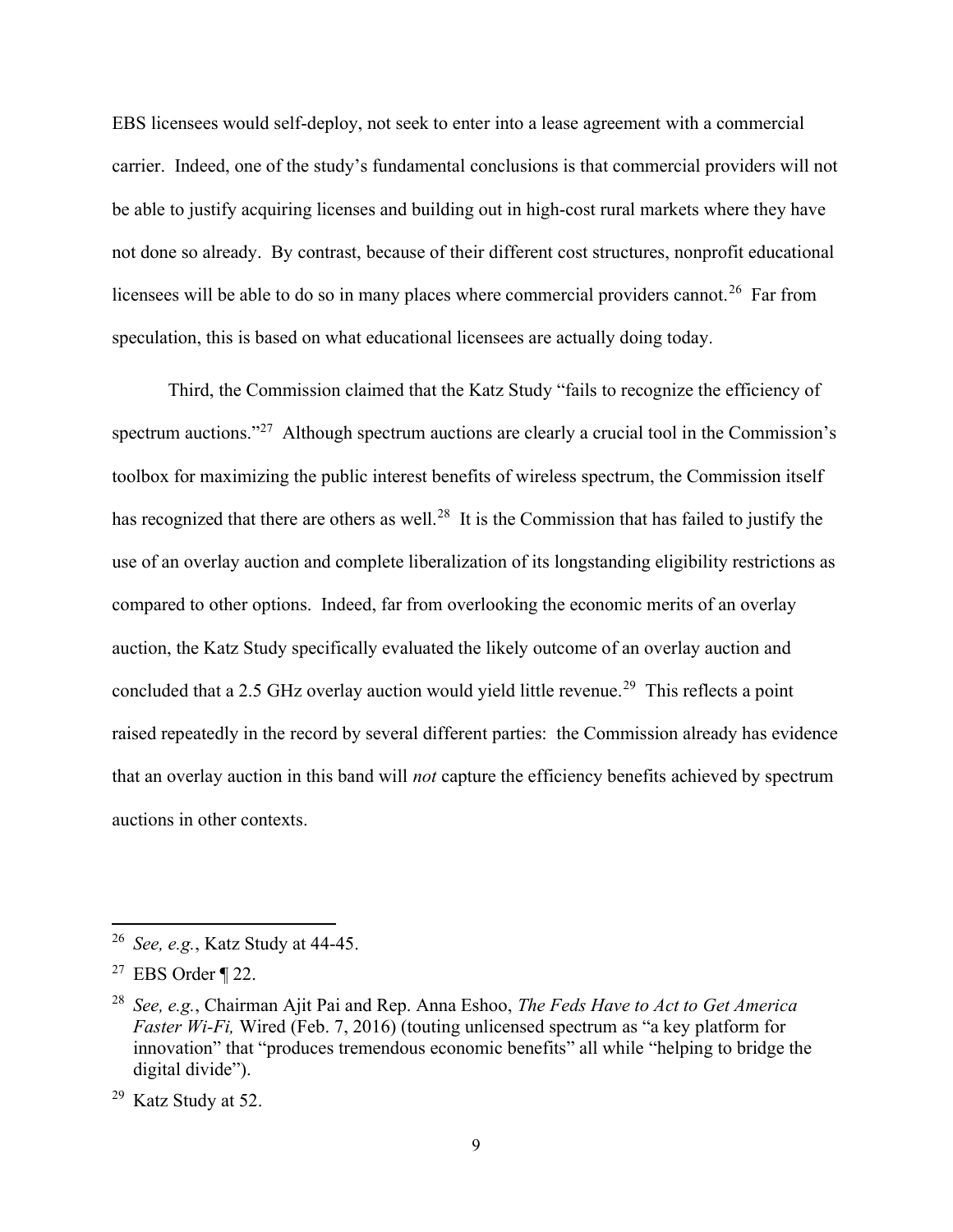EBS licensees would self-deploy, not seek to enter into a lease agreement with a commercial carrier. Indeed, one of the study's fundamental conclusions is that commercial providers will not be able to justify acquiring licenses and building out in high-cost rural markets where they have not done so already. By contrast, because of their different cost structures, nonprofit educational licensees will be able to do so in many places where commercial providers cannot.[26] Far from speculation, this is based on what educational licensees are actually doing today.

Third, the Commission claimed that the Katz Study "fails to recognize the efficiency of spectrum auctions."[27] Although spectrum auctions are clearly a crucial tool in the Commission's toolbox for maximizing the public interest benefits of wireless spectrum, the Commission itself has recognized that there are others as well.[28] It is the Commission that has failed to justify the use of an overlay auction and complete liberalization of its longstanding eligibility restrictions as compared to other options. Indeed, far from overlooking the economic merits of an overlay auction, the Katz Study specifically evaluated the likely outcome of an overlay auction and concluded that a 2.5 GHz overlay auction would yield little revenue.[29] This reflects a point raised repeatedly in the record by several different parties: the Commission already has evidence that an overlay auction in this band will *not* capture the efficiency benefits achieved by spectrum auctions in other contexts.

---

[26] *See, e.g.*, Katz Study at 44-45.

[27] EBS Order ¶ 22.

[28] *See, e.g.*, Chairman Ajit Pai and Rep. Anna Eshoo, *The Feds Have to Act to Get America Faster Wi-Fi,* Wired (Feb. 7, 2016) (touting unlicensed spectrum as "a key platform for innovation" that "produces tremendous economic benefits" all while "helping to bridge the digital divide").

[29] Katz Study at 52.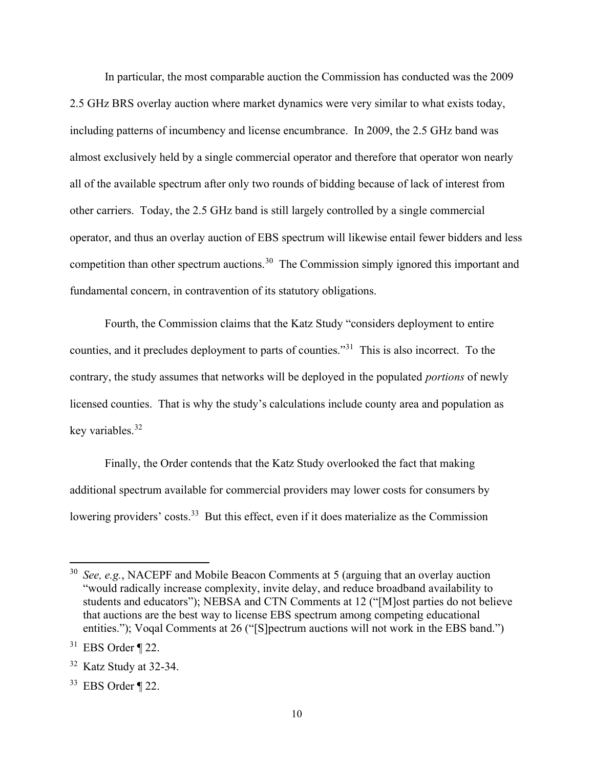In particular, the most comparable auction the Commission has conducted was the 2009 2.5 GHz BRS overlay auction where market dynamics were very similar to what exists today, including patterns of incumbency and license encumbrance. In 2009, the 2.5 GHz band was almost exclusively held by a single commercial operator and therefore that operator won nearly all of the available spectrum after only two rounds of bidding because of lack of interest from other carriers. Today, the 2.5 GHz band is still largely controlled by a single commercial operator, and thus an overlay auction of EBS spectrum will likewise entail fewer bidders and less competition than other spectrum auctions.[30] The Commission simply ignored this important and fundamental concern, in contravention of its statutory obligations.

Fourth, the Commission claims that the Katz Study "considers deployment to entire counties, and it precludes deployment to parts of counties."[31] This is also incorrect. To the contrary, the study assumes that networks will be deployed in the populated *portions* of newly licensed counties. That is why the study's calculations include county area and population as key variables.[32]

Finally, the Order contends that the Katz Study overlooked the fact that making additional spectrum available for commercial providers may lower costs for consumers by lowering providers' costs.[33] But this effect, even if it does materialize as the Commission

---

[30] *See, e.g.*, NACEPF and Mobile Beacon Comments at 5 (arguing that an overlay auction "would radically increase complexity, invite delay, and reduce broadband availability to students and educators"); NEBSA and CTN Comments at 12 ("[M]ost parties do not believe that auctions are the best way to license EBS spectrum among competing educational entities."); Voqal Comments at 26 ("[S]pectrum auctions will not work in the EBS band.")

[31] EBS Order ¶ 22.

[32] Katz Study at 32-34.

[33] EBS Order ¶ 22.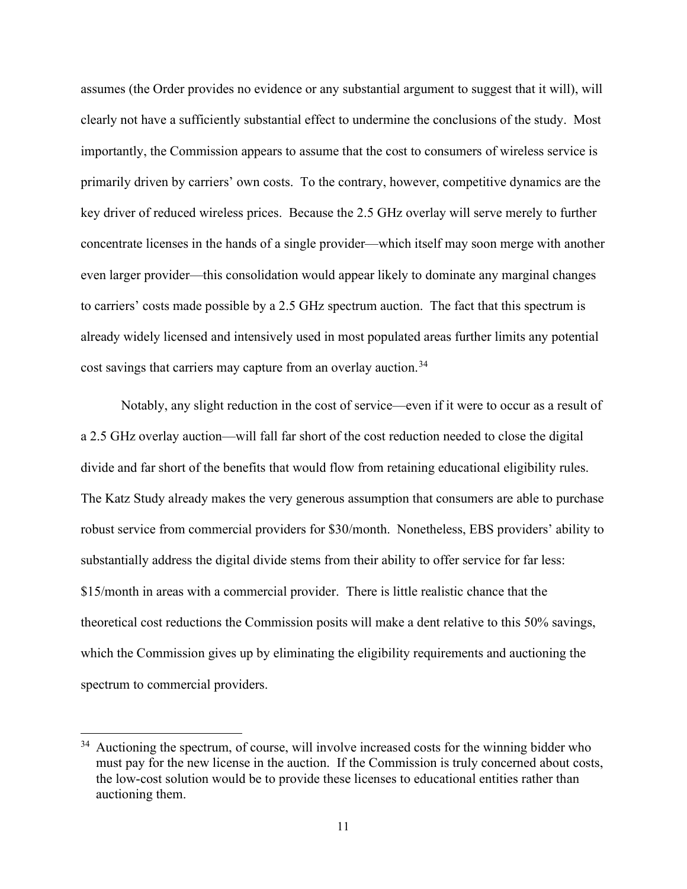assumes (the Order provides no evidence or any substantial argument to suggest that it will), will clearly not have a sufficiently substantial effect to undermine the conclusions of the study. Most importantly, the Commission appears to assume that the cost to consumers of wireless service is primarily driven by carriers' own costs. To the contrary, however, competitive dynamics are the key driver of reduced wireless prices. Because the 2.5 GHz overlay will serve merely to further concentrate licenses in the hands of a single provider—which itself may soon merge with another even larger provider—this consolidation would appear likely to dominate any marginal changes to carriers' costs made possible by a 2.5 GHz spectrum auction. The fact that this spectrum is already widely licensed and intensively used in most populated areas further limits any potential cost savings that carriers may capture from an overlay auction.[34]

Notably, any slight reduction in the cost of service—even if it were to occur as a result of a 2.5 GHz overlay auction—will fall far short of the cost reduction needed to close the digital divide and far short of the benefits that would flow from retaining educational eligibility rules. The Katz Study already makes the very generous assumption that consumers are able to purchase robust service from commercial providers for $30/month. Nonetheless, EBS providers' ability to substantially address the digital divide stems from their ability to offer service for far less: $15/month in areas with a commercial provider. There is little realistic chance that the theoretical cost reductions the Commission posits will make a dent relative to this 50% savings, which the Commission gives up by eliminating the eligibility requirements and auctioning the spectrum to commercial providers.

---

[34] Auctioning the spectrum, of course, will involve increased costs for the winning bidder who must pay for the new license in the auction. If the Commission is truly concerned about costs, the low-cost solution would be to provide these licenses to educational entities rather than auctioning them.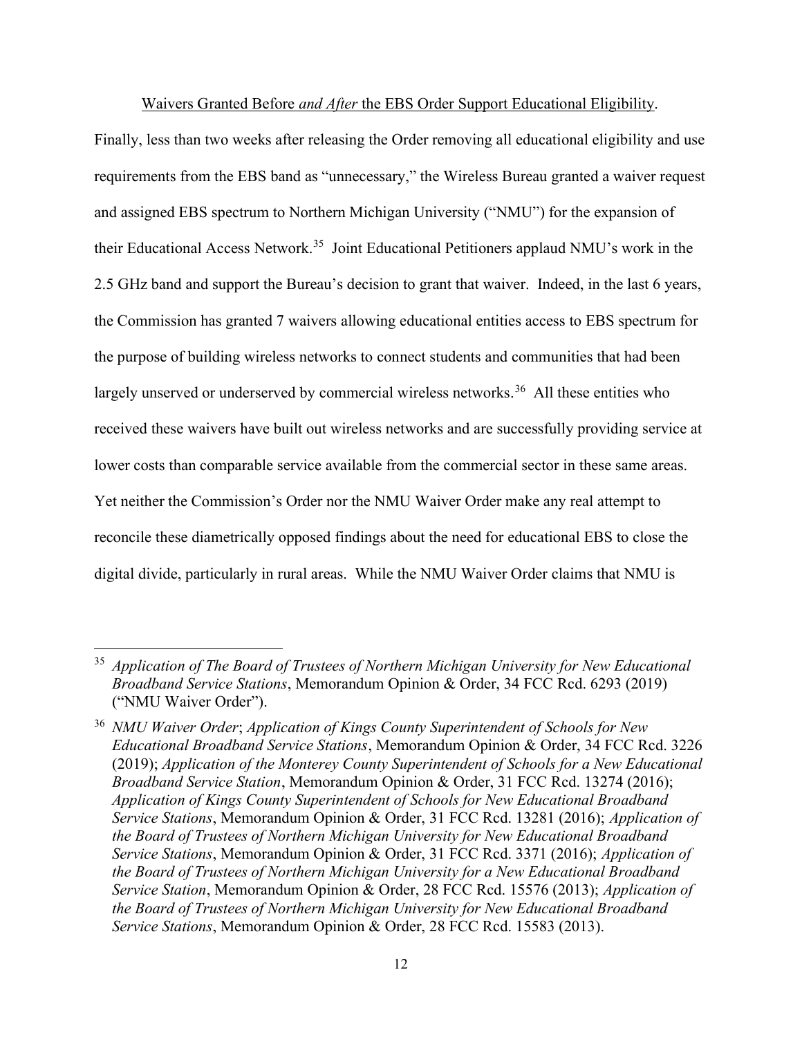Waivers Granted Before *and After* the EBS Order Support Educational Eligibility.

Finally, less than two weeks after releasing the Order removing all educational eligibility and use requirements from the EBS band as "unnecessary," the Wireless Bureau granted a waiver request and assigned EBS spectrum to Northern Michigan University ("NMU") for the expansion of their Educational Access Network.[35] Joint Educational Petitioners applaud NMU's work in the 2.5 GHz band and support the Bureau's decision to grant that waiver. Indeed, in the last 6 years, the Commission has granted 7 waivers allowing educational entities access to EBS spectrum for the purpose of building wireless networks to connect students and communities that had been largely unserved or underserved by commercial wireless networks.[36] All these entities who received these waivers have built out wireless networks and are successfully providing service at lower costs than comparable service available from the commercial sector in these same areas. Yet neither the Commission's Order nor the NMU Waiver Order make any real attempt to reconcile these diametrically opposed findings about the need for educational EBS to close the digital divide, particularly in rural areas. While the NMU Waiver Order claims that NMU is

---

[35] *Application of The Board of Trustees of Northern Michigan University for New Educational Broadband Service Stations*, Memorandum Opinion & Order, 34 FCC Rcd. 6293 (2019) ("NMU Waiver Order").

[36] *NMU Waiver Order*; *Application of Kings County Superintendent of Schools for New Educational Broadband Service Stations*, Memorandum Opinion & Order, 34 FCC Rcd. 3226 (2019); *Application of the Monterey County Superintendent of Schools for a New Educational Broadband Service Station*, Memorandum Opinion & Order, 31 FCC Rcd. 13274 (2016); *Application of Kings County Superintendent of Schools for New Educational Broadband Service Stations*, Memorandum Opinion & Order, 31 FCC Rcd. 13281 (2016); *Application of the Board of Trustees of Northern Michigan University for New Educational Broadband Service Stations*, Memorandum Opinion & Order, 31 FCC Rcd. 3371 (2016); *Application of the Board of Trustees of Northern Michigan University for a New Educational Broadband Service Station*, Memorandum Opinion & Order, 28 FCC Rcd. 15576 (2013); *Application of the Board of Trustees of Northern Michigan University for New Educational Broadband Service Stations*, Memorandum Opinion & Order, 28 FCC Rcd. 15583 (2013).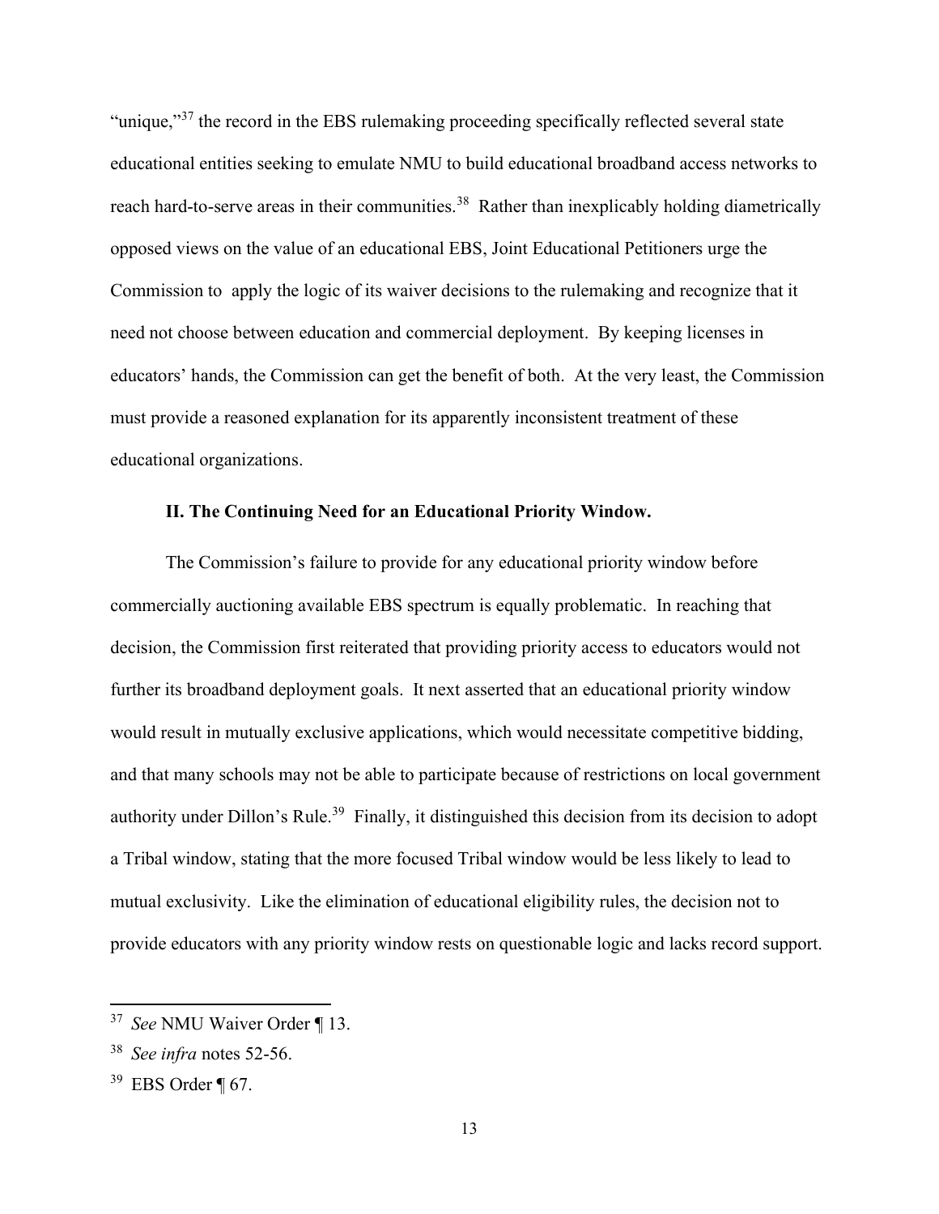"unique,"[37] the record in the EBS rulemaking proceeding specifically reflected several state educational entities seeking to emulate NMU to build educational broadband access networks to reach hard-to-serve areas in their communities.[38] Rather than inexplicably holding diametrically opposed views on the value of an educational EBS, Joint Educational Petitioners urge the Commission to apply the logic of its waiver decisions to the rulemaking and recognize that it need not choose between education and commercial deployment. By keeping licenses in educators' hands, the Commission can get the benefit of both. At the very least, the Commission must provide a reasoned explanation for its apparently inconsistent treatment of these educational organizations.

## II. The Continuing Need for an Educational Priority Window.

The Commission's failure to provide for any educational priority window before commercially auctioning available EBS spectrum is equally problematic. In reaching that decision, the Commission first reiterated that providing priority access to educators would not further its broadband deployment goals. It next asserted that an educational priority window would result in mutually exclusive applications, which would necessitate competitive bidding, and that many schools may not be able to participate because of restrictions on local government authority under Dillon's Rule.[39] Finally, it distinguished this decision from its decision to adopt a Tribal window, stating that the more focused Tribal window would be less likely to lead to mutual exclusivity. Like the elimination of educational eligibility rules, the decision not to provide educators with any priority window rests on questionable logic and lacks record support.

---

[37] *See* NMU Waiver Order ¶ 13.

[38] *See infra* notes 52-56.

[39] EBS Order ¶ 67.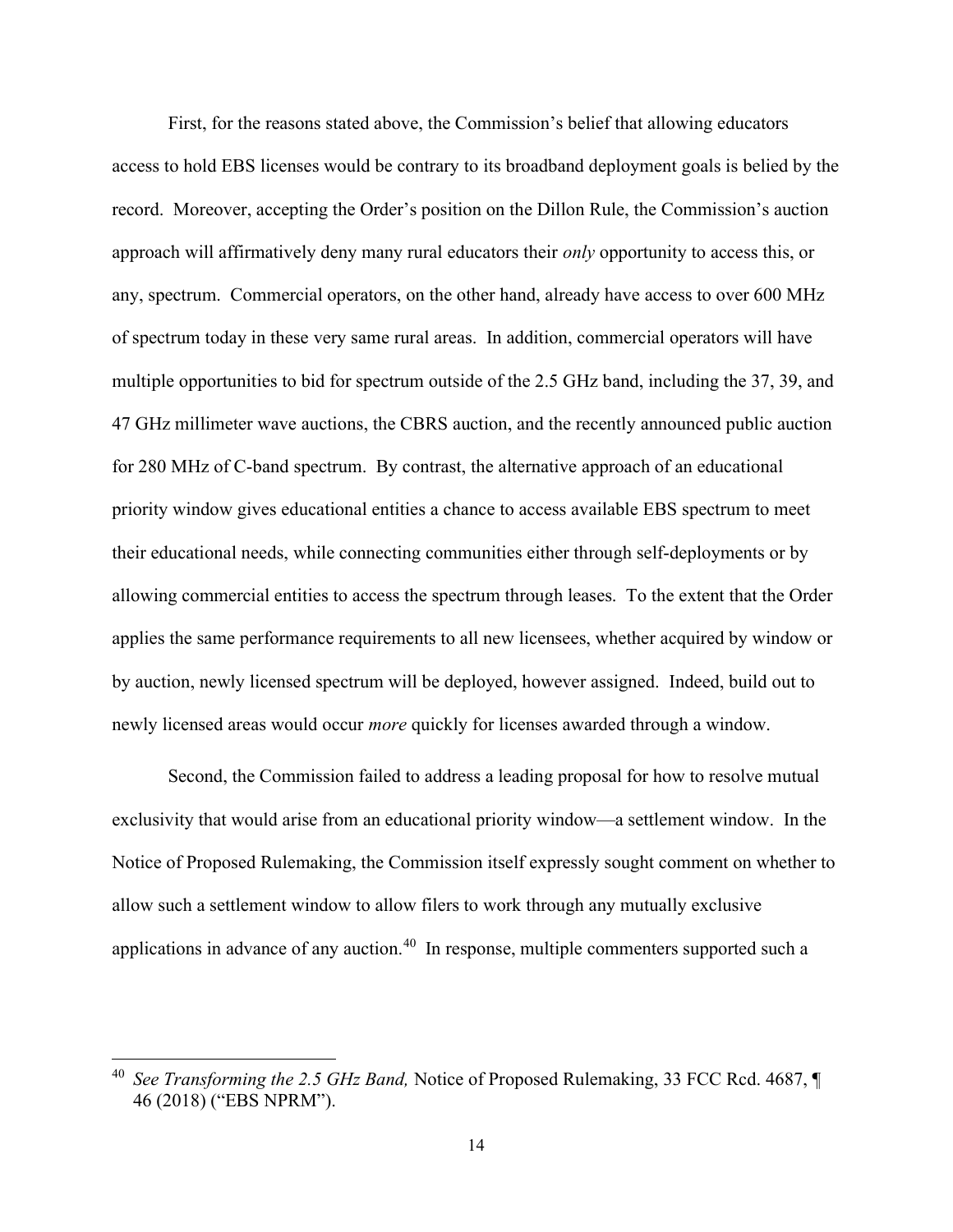First, for the reasons stated above, the Commission's belief that allowing educators access to hold EBS licenses would be contrary to its broadband deployment goals is belied by the record. Moreover, accepting the Order's position on the Dillon Rule, the Commission's auction approach will affirmatively deny many rural educators their *only* opportunity to access this, or any, spectrum. Commercial operators, on the other hand, already have access to over 600 MHz of spectrum today in these very same rural areas. In addition, commercial operators will have multiple opportunities to bid for spectrum outside of the 2.5 GHz band, including the 37, 39, and 47 GHz millimeter wave auctions, the CBRS auction, and the recently announced public auction for 280 MHz of C-band spectrum. By contrast, the alternative approach of an educational priority window gives educational entities a chance to access available EBS spectrum to meet their educational needs, while connecting communities either through self-deployments or by allowing commercial entities to access the spectrum through leases. To the extent that the Order applies the same performance requirements to all new licensees, whether acquired by window or by auction, newly licensed spectrum will be deployed, however assigned. Indeed, build out to newly licensed areas would occur *more* quickly for licenses awarded through a window.

Second, the Commission failed to address a leading proposal for how to resolve mutual exclusivity that would arise from an educational priority window—a settlement window. In the Notice of Proposed Rulemaking, the Commission itself expressly sought comment on whether to allow such a settlement window to allow filers to work through any mutually exclusive applications in advance of any auction.[40] In response, multiple commenters supported such a

---

[40] *See Transforming the 2.5 GHz Band,* Notice of Proposed Rulemaking, 33 FCC Rcd. 4687, ¶ 46 (2018) ("EBS NPRM").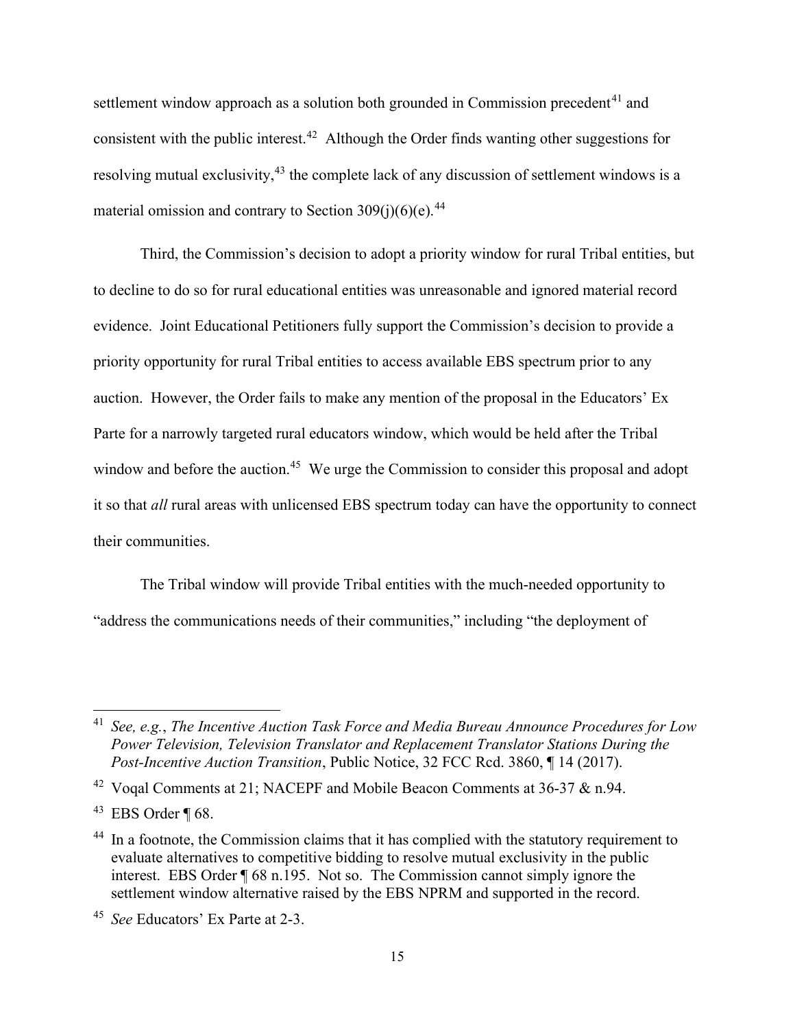settlement window approach as a solution both grounded in Commission precedent[41] and consistent with the public interest.[42] Although the Order finds wanting other suggestions for resolving mutual exclusivity,[43] the complete lack of any discussion of settlement windows is a material omission and contrary to Section 309(j)(6)(e).[44]

Third, the Commission's decision to adopt a priority window for rural Tribal entities, but to decline to do so for rural educational entities was unreasonable and ignored material record evidence. Joint Educational Petitioners fully support the Commission's decision to provide a priority opportunity for rural Tribal entities to access available EBS spectrum prior to any auction. However, the Order fails to make any mention of the proposal in the Educators' Ex Parte for a narrowly targeted rural educators window, which would be held after the Tribal window and before the auction.[45] We urge the Commission to consider this proposal and adopt it so that *all* rural areas with unlicensed EBS spectrum today can have the opportunity to connect their communities.

The Tribal window will provide Tribal entities with the much-needed opportunity to "address the communications needs of their communities," including "the deployment of

---

[41] *See, e.g.*, *The Incentive Auction Task Force and Media Bureau Announce Procedures for Low Power Television, Television Translator and Replacement Translator Stations During the Post-Incentive Auction Transition*, Public Notice, 32 FCC Rcd. 3860, ¶ 14 (2017).

[42] Voqal Comments at 21; NACEPF and Mobile Beacon Comments at 36-37 & n.94.

[43] EBS Order ¶ 68.

[44] In a footnote, the Commission claims that it has complied with the statutory requirement to evaluate alternatives to competitive bidding to resolve mutual exclusivity in the public interest. EBS Order ¶ 68 n.195. Not so. The Commission cannot simply ignore the settlement window alternative raised by the EBS NPRM and supported in the record.

[45] *See* Educators' Ex Parte at 2-3.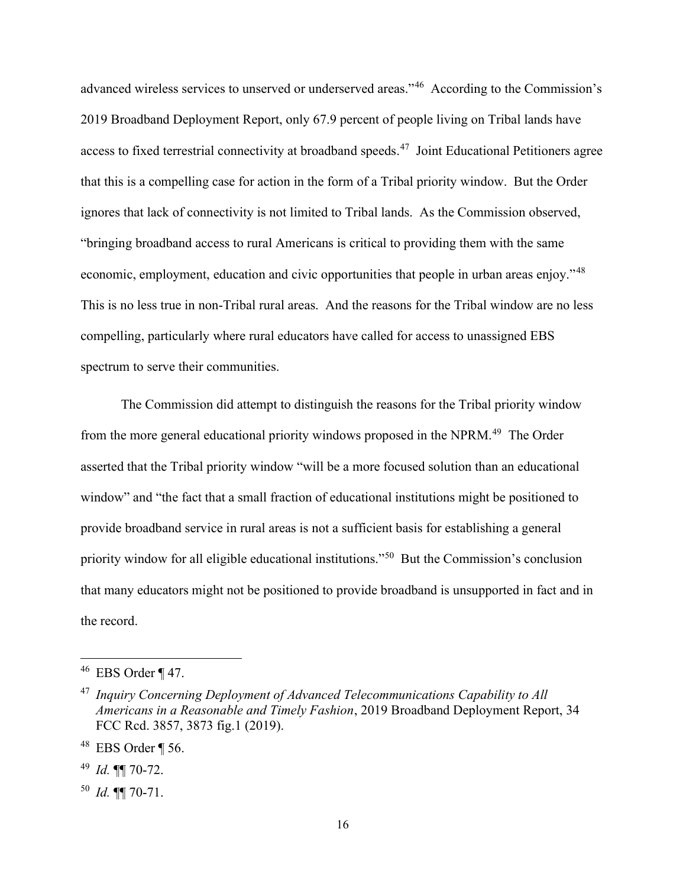advanced wireless services to unserved or underserved areas."[46] According to the Commission's 2019 Broadband Deployment Report, only 67.9 percent of people living on Tribal lands have access to fixed terrestrial connectivity at broadband speeds.[47] Joint Educational Petitioners agree that this is a compelling case for action in the form of a Tribal priority window. But the Order ignores that lack of connectivity is not limited to Tribal lands. As the Commission observed, "bringing broadband access to rural Americans is critical to providing them with the same economic, employment, education and civic opportunities that people in urban areas enjoy."[48] This is no less true in non-Tribal rural areas. And the reasons for the Tribal window are no less compelling, particularly where rural educators have called for access to unassigned EBS spectrum to serve their communities.

The Commission did attempt to distinguish the reasons for the Tribal priority window from the more general educational priority windows proposed in the NPRM.[49] The Order asserted that the Tribal priority window "will be a more focused solution than an educational window" and "the fact that a small fraction of educational institutions might be positioned to provide broadband service in rural areas is not a sufficient basis for establishing a general priority window for all eligible educational institutions."[50] But the Commission's conclusion that many educators might not be positioned to provide broadband is unsupported in fact and in the record.

---

[46] EBS Order ¶ 47.

[47] *Inquiry Concerning Deployment of Advanced Telecommunications Capability to All Americans in a Reasonable and Timely Fashion*, 2019 Broadband Deployment Report, 34 FCC Rcd. 3857, 3873 fig.1 (2019).

[48] EBS Order ¶ 56.

[49] *Id.* ¶¶ 70-72.

[50] *Id.* ¶¶ 70-71.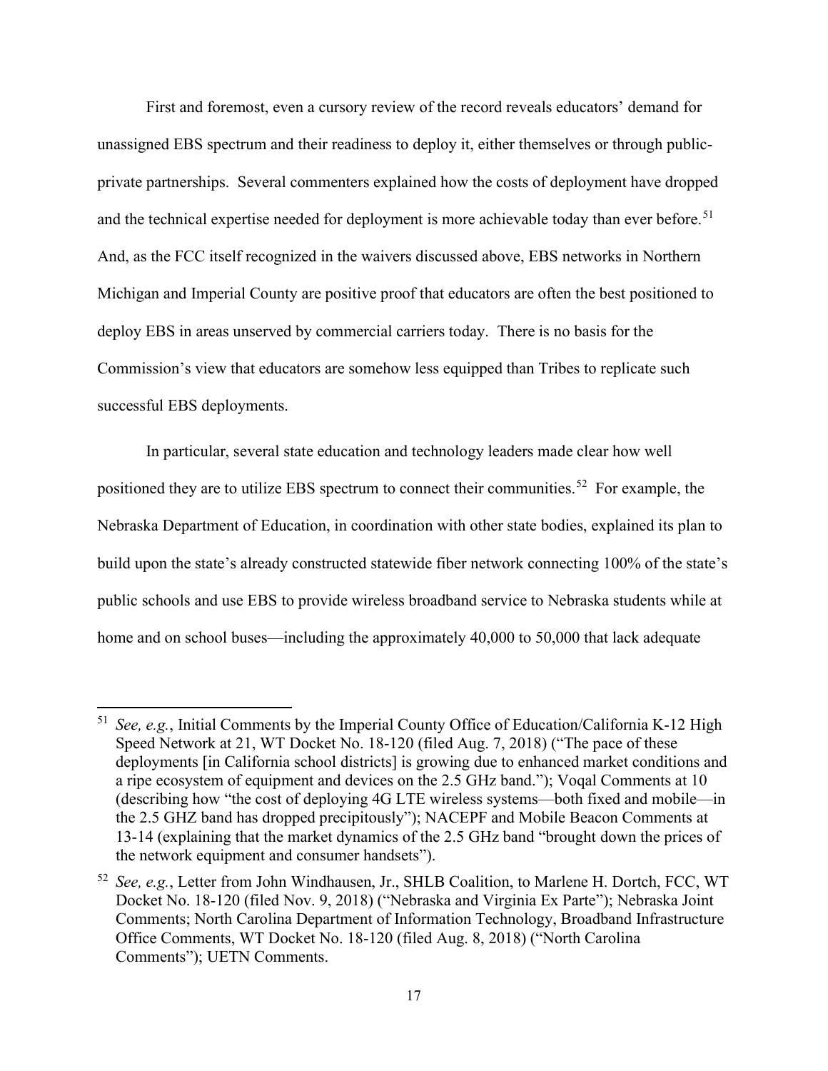First and foremost, even a cursory review of the record reveals educators' demand for unassigned EBS spectrum and their readiness to deploy it, either themselves or through public-private partnerships. Several commenters explained how the costs of deployment have dropped and the technical expertise needed for deployment is more achievable today than ever before.[51] And, as the FCC itself recognized in the waivers discussed above, EBS networks in Northern Michigan and Imperial County are positive proof that educators are often the best positioned to deploy EBS in areas unserved by commercial carriers today. There is no basis for the Commission's view that educators are somehow less equipped than Tribes to replicate such successful EBS deployments.

In particular, several state education and technology leaders made clear how well positioned they are to utilize EBS spectrum to connect their communities.[52] For example, the Nebraska Department of Education, in coordination with other state bodies, explained its plan to build upon the state's already constructed statewide fiber network connecting 100% of the state's public schools and use EBS to provide wireless broadband service to Nebraska students while at home and on school buses—including the approximately 40,000 to 50,000 that lack adequate

---

[51] *See, e.g.*, Initial Comments by the Imperial County Office of Education/California K-12 High Speed Network at 21, WT Docket No. 18-120 (filed Aug. 7, 2018) ("The pace of these deployments [in California school districts] is growing due to enhanced market conditions and a ripe ecosystem of equipment and devices on the 2.5 GHz band."); Voqal Comments at 10 (describing how "the cost of deploying 4G LTE wireless systems—both fixed and mobile—in the 2.5 GHZ band has dropped precipitously"); NACEPF and Mobile Beacon Comments at 13-14 (explaining that the market dynamics of the 2.5 GHz band "brought down the prices of the network equipment and consumer handsets").

[52] *See, e.g.*, Letter from John Windhausen, Jr., SHLB Coalition, to Marlene H. Dortch, FCC, WT Docket No. 18-120 (filed Nov. 9, 2018) ("Nebraska and Virginia Ex Parte"); Nebraska Joint Comments; North Carolina Department of Information Technology, Broadband Infrastructure Office Comments, WT Docket No. 18-120 (filed Aug. 8, 2018) ("North Carolina Comments"); UETN Comments.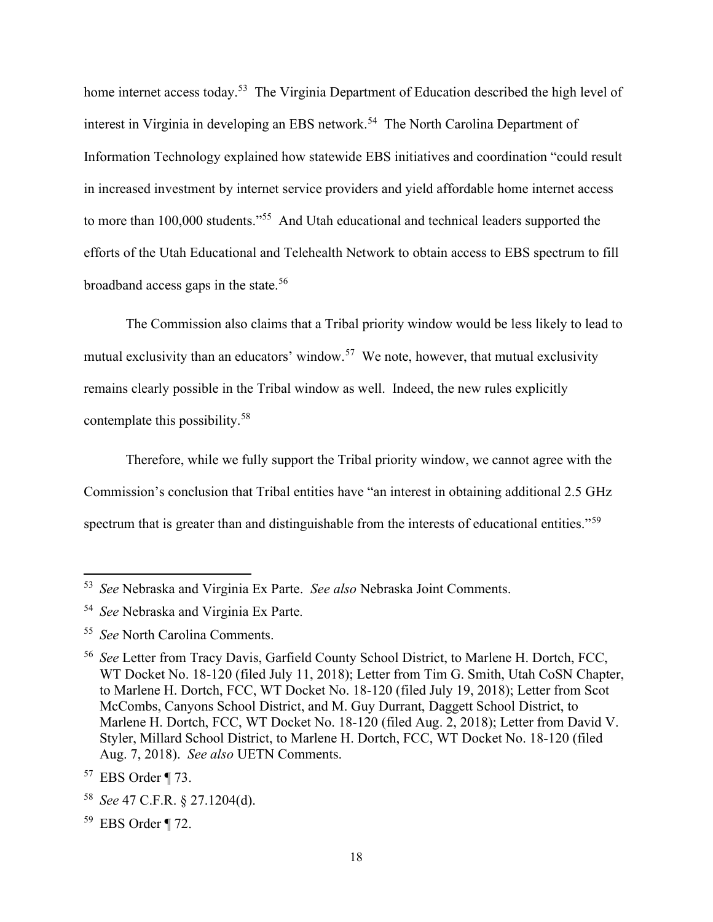home internet access today.[53] The Virginia Department of Education described the high level of interest in Virginia in developing an EBS network.[54] The North Carolina Department of Information Technology explained how statewide EBS initiatives and coordination "could result in increased investment by internet service providers and yield affordable home internet access to more than 100,000 students."[55] And Utah educational and technical leaders supported the efforts of the Utah Educational and Telehealth Network to obtain access to EBS spectrum to fill broadband access gaps in the state.[56]

The Commission also claims that a Tribal priority window would be less likely to lead to mutual exclusivity than an educators' window.[57] We note, however, that mutual exclusivity remains clearly possible in the Tribal window as well. Indeed, the new rules explicitly contemplate this possibility.[58]

Therefore, while we fully support the Tribal priority window, we cannot agree with the Commission's conclusion that Tribal entities have "an interest in obtaining additional 2.5 GHz spectrum that is greater than and distinguishable from the interests of educational entities."[59]

---

[53] *See* Nebraska and Virginia Ex Parte. *See also* Nebraska Joint Comments.

[54] *See* Nebraska and Virginia Ex Parte.

[55] *See* North Carolina Comments.

[56] *See* Letter from Tracy Davis, Garfield County School District, to Marlene H. Dortch, FCC, WT Docket No. 18-120 (filed July 11, 2018); Letter from Tim G. Smith, Utah CoSN Chapter, to Marlene H. Dortch, FCC, WT Docket No. 18-120 (filed July 19, 2018); Letter from Scot McCombs, Canyons School District, and M. Guy Durrant, Daggett School District, to Marlene H. Dortch, FCC, WT Docket No. 18-120 (filed Aug. 2, 2018); Letter from David V. Styler, Millard School District, to Marlene H. Dortch, FCC, WT Docket No. 18-120 (filed Aug. 7, 2018). *See also* UETN Comments.

[57] EBS Order ¶ 73.

[58] *See* 47 C.F.R. § 27.1204(d).

[59] EBS Order ¶ 72.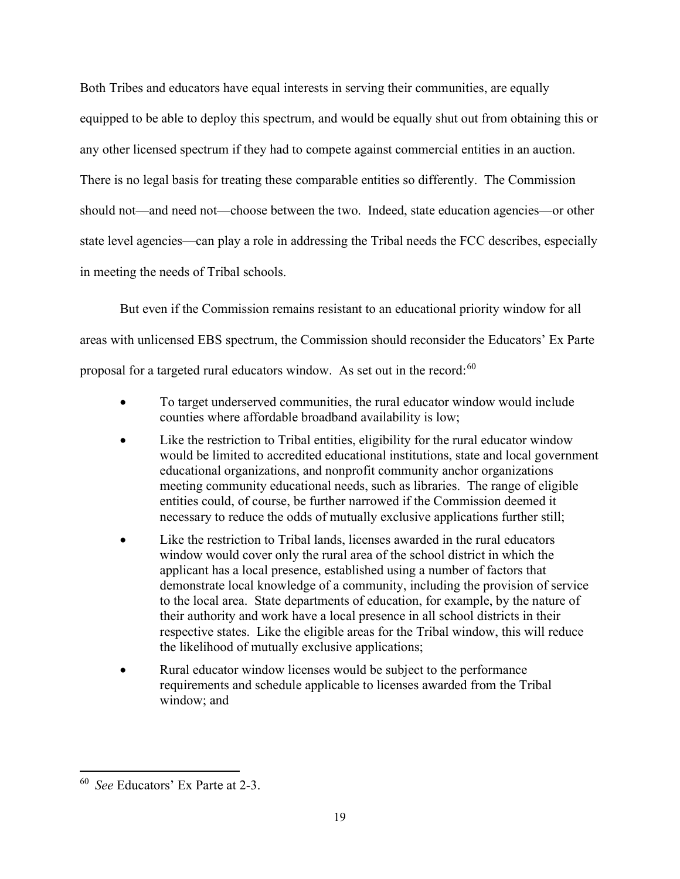Both Tribes and educators have equal interests in serving their communities, are equally equipped to be able to deploy this spectrum, and would be equally shut out from obtaining this or any other licensed spectrum if they had to compete against commercial entities in an auction. There is no legal basis for treating these comparable entities so differently. The Commission should not—and need not—choose between the two. Indeed, state education agencies—or other state level agencies—can play a role in addressing the Tribal needs the FCC describes, especially in meeting the needs of Tribal schools.

But even if the Commission remains resistant to an educational priority window for all areas with unlicensed EBS spectrum, the Commission should reconsider the Educators' Ex Parte proposal for a targeted rural educators window. As set out in the record:[60]

- To target underserved communities, the rural educator window would include counties where affordable broadband availability is low;
- Like the restriction to Tribal entities, eligibility for the rural educator window would be limited to accredited educational institutions, state and local government educational organizations, and nonprofit community anchor organizations meeting community educational needs, such as libraries. The range of eligible entities could, of course, be further narrowed if the Commission deemed it necessary to reduce the odds of mutually exclusive applications further still;
- Like the restriction to Tribal lands, licenses awarded in the rural educators window would cover only the rural area of the school district in which the applicant has a local presence, established using a number of factors that demonstrate local knowledge of a community, including the provision of service to the local area. State departments of education, for example, by the nature of their authority and work have a local presence in all school districts in their respective states. Like the eligible areas for the Tribal window, this will reduce the likelihood of mutually exclusive applications;
- Rural educator window licenses would be subject to the performance requirements and schedule applicable to licenses awarded from the Tribal window; and

---

[60] *See* Educators' Ex Parte at 2-3.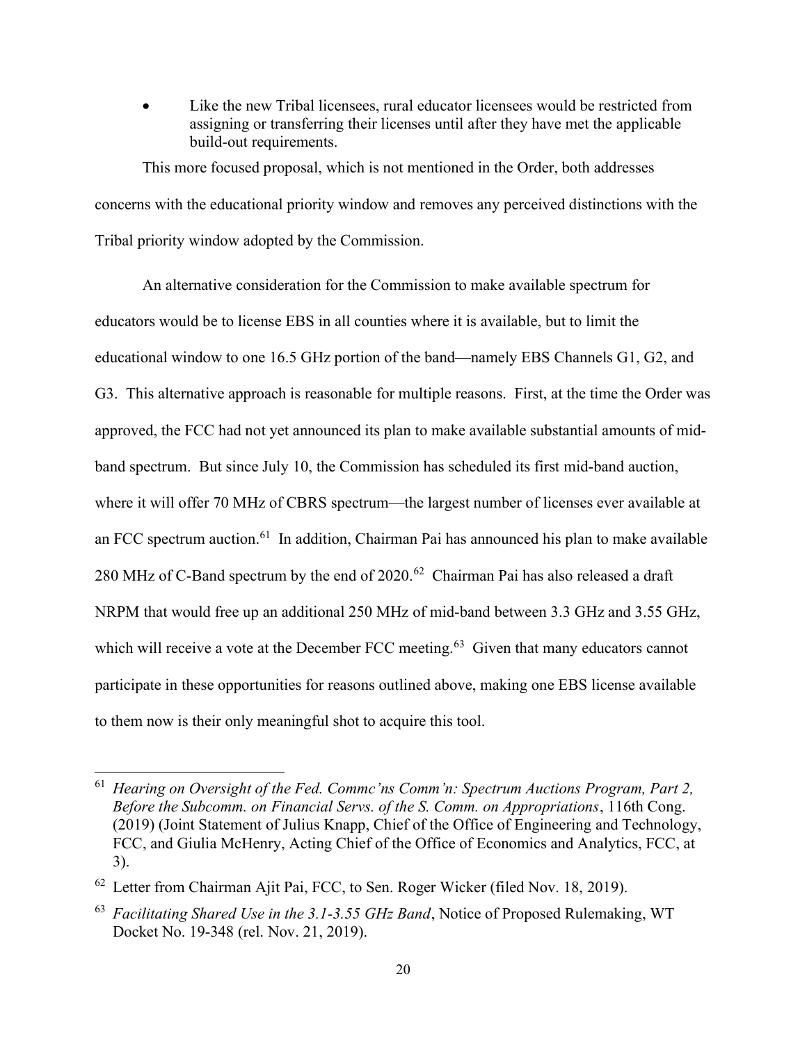- Like the new Tribal licensees, rural educator licensees would be restricted from assigning or transferring their licenses until after they have met the applicable build-out requirements.

This more focused proposal, which is not mentioned in the Order, both addresses concerns with the educational priority window and removes any perceived distinctions with the Tribal priority window adopted by the Commission.

An alternative consideration for the Commission to make available spectrum for educators would be to license EBS in all counties where it is available, but to limit the educational window to one 16.5 GHz portion of the band—namely EBS Channels G1, G2, and G3. This alternative approach is reasonable for multiple reasons. First, at the time the Order was approved, the FCC had not yet announced its plan to make available substantial amounts of mid-band spectrum. But since July 10, the Commission has scheduled its first mid-band auction, where it will offer 70 MHz of CBRS spectrum—the largest number of licenses ever available at an FCC spectrum auction.[61] In addition, Chairman Pai has announced his plan to make available 280 MHz of C-Band spectrum by the end of 2020.[62] Chairman Pai has also released a draft NRPM that would free up an additional 250 MHz of mid-band between 3.3 GHz and 3.55 GHz, which will receive a vote at the December FCC meeting.[63] Given that many educators cannot participate in these opportunities for reasons outlined above, making one EBS license available to them now is their only meaningful shot to acquire this tool.

---

[61] *Hearing on Oversight of the Fed. Commc'ns Comm'n: Spectrum Auctions Program, Part 2, Before the Subcomm. on Financial Servs. of the S. Comm. on Appropriations*, 116th Cong. (2019) (Joint Statement of Julius Knapp, Chief of the Office of Engineering and Technology, FCC, and Giulia McHenry, Acting Chief of the Office of Economics and Analytics, FCC, at 3).

[62] Letter from Chairman Ajit Pai, FCC, to Sen. Roger Wicker (filed Nov. 18, 2019).

[63] *Facilitating Shared Use in the 3.1-3.55 GHz Band*, Notice of Proposed Rulemaking, WT Docket No. 19-348 (rel. Nov. 21, 2019).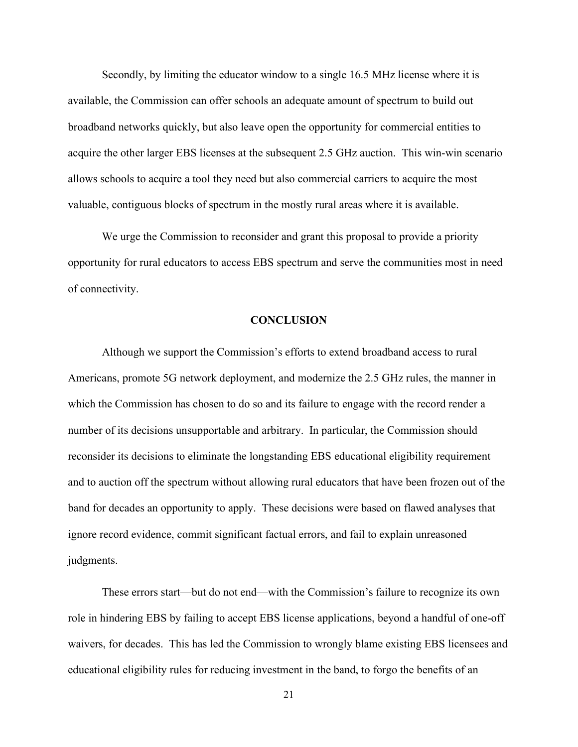Secondly, by limiting the educator window to a single 16.5 MHz license where it is available, the Commission can offer schools an adequate amount of spectrum to build out broadband networks quickly, but also leave open the opportunity for commercial entities to acquire the other larger EBS licenses at the subsequent 2.5 GHz auction. This win-win scenario allows schools to acquire a tool they need but also commercial carriers to acquire the most valuable, contiguous blocks of spectrum in the mostly rural areas where it is available.

We urge the Commission to reconsider and grant this proposal to provide a priority opportunity for rural educators to access EBS spectrum and serve the communities most in need of connectivity.

## CONCLUSION

Although we support the Commission's efforts to extend broadband access to rural Americans, promote 5G network deployment, and modernize the 2.5 GHz rules, the manner in which the Commission has chosen to do so and its failure to engage with the record render a number of its decisions unsupportable and arbitrary. In particular, the Commission should reconsider its decisions to eliminate the longstanding EBS educational eligibility requirement and to auction off the spectrum without allowing rural educators that have been frozen out of the band for decades an opportunity to apply. These decisions were based on flawed analyses that ignore record evidence, commit significant factual errors, and fail to explain unreasoned judgments.

These errors start—but do not end—with the Commission's failure to recognize its own role in hindering EBS by failing to accept EBS license applications, beyond a handful of one-off waivers, for decades. This has led the Commission to wrongly blame existing EBS licensees and educational eligibility rules for reducing investment in the band, to forgo the benefits of an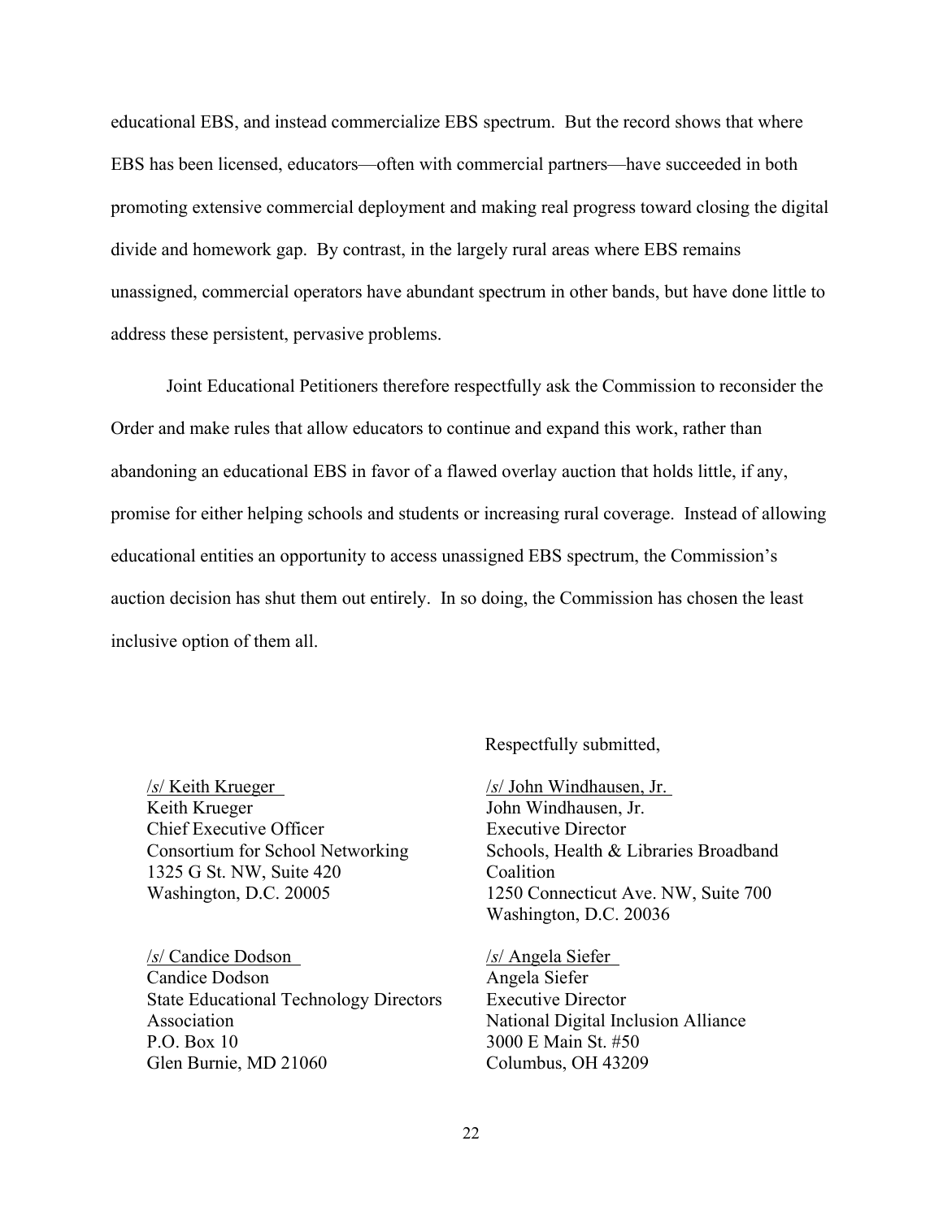educational EBS, and instead commercialize EBS spectrum. But the record shows that where EBS has been licensed, educators—often with commercial partners—have succeeded in both promoting extensive commercial deployment and making real progress toward closing the digital divide and homework gap. By contrast, in the largely rural areas where EBS remains unassigned, commercial operators have abundant spectrum in other bands, but have done little to address these persistent, pervasive problems.

Joint Educational Petitioners therefore respectfully ask the Commission to reconsider the Order and make rules that allow educators to continue and expand this work, rather than abandoning an educational EBS in favor of a flawed overlay auction that holds little, if any, promise for either helping schools and students or increasing rural coverage. Instead of allowing educational entities an opportunity to access unassigned EBS spectrum, the Commission's auction decision has shut them out entirely. In so doing, the Commission has chosen the least inclusive option of them all.

Respectfully submitted,

/s/ Keith Krueger
Keith Krueger
Chief Executive Officer
Consortium for School Networking
1325 G St. NW, Suite 420
Washington, D.C. 20005

/s/ John Windhausen, Jr.
John Windhausen, Jr.
Executive Director
Schools, Health & Libraries Broadband Coalition
1250 Connecticut Ave. NW, Suite 700
Washington, D.C. 20036

/s/ Candice Dodson
Candice Dodson
State Educational Technology Directors Association
P.O. Box 10
Glen Burnie, MD 21060

/s/ Angela Siefer
Angela Siefer
Executive Director
National Digital Inclusion Alliance
3000 E Main St. #50
Columbus, OH 43209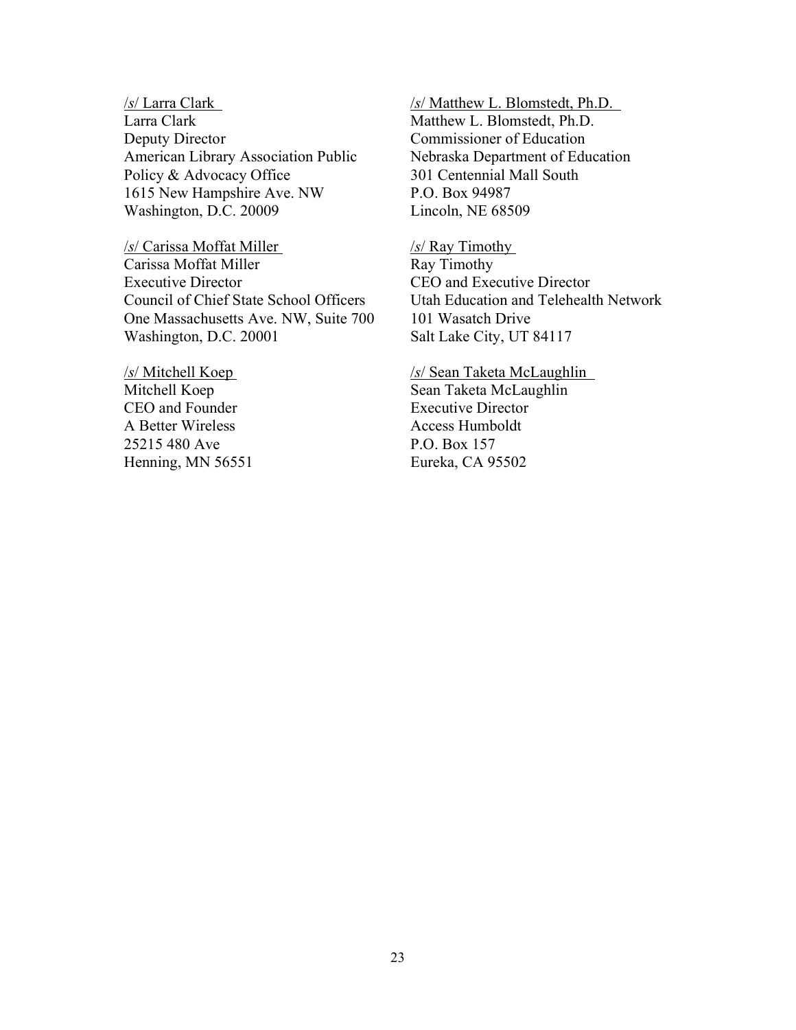/s/ Larra Clark
Larra Clark
Deputy Director
American Library Association Public Policy & Advocacy Office
1615 New Hampshire Ave. NW
Washington, D.C. 20009

/s/ Matthew L. Blomstedt, Ph.D.
Matthew L. Blomstedt, Ph.D.
Commissioner of Education
Nebraska Department of Education
301 Centennial Mall South
P.O. Box 94987
Lincoln, NE 68509

/s/ Carissa Moffat Miller
Carissa Moffat Miller
Executive Director
Council of Chief State School Officers
One Massachusetts Ave. NW, Suite 700
Washington, D.C. 20001

/s/ Ray Timothy
Ray Timothy
CEO and Executive Director
Utah Education and Telehealth Network
101 Wasatch Drive
Salt Lake City, UT 84117

/s/ Mitchell Koep
Mitchell Koep
CEO and Founder
A Better Wireless
25215 480 Ave
Henning, MN 56551

/s/ Sean Taketa McLaughlin
Sean Taketa McLaughlin
Executive Director
Access Humboldt
P.O. Box 157
Eureka, CA 95502